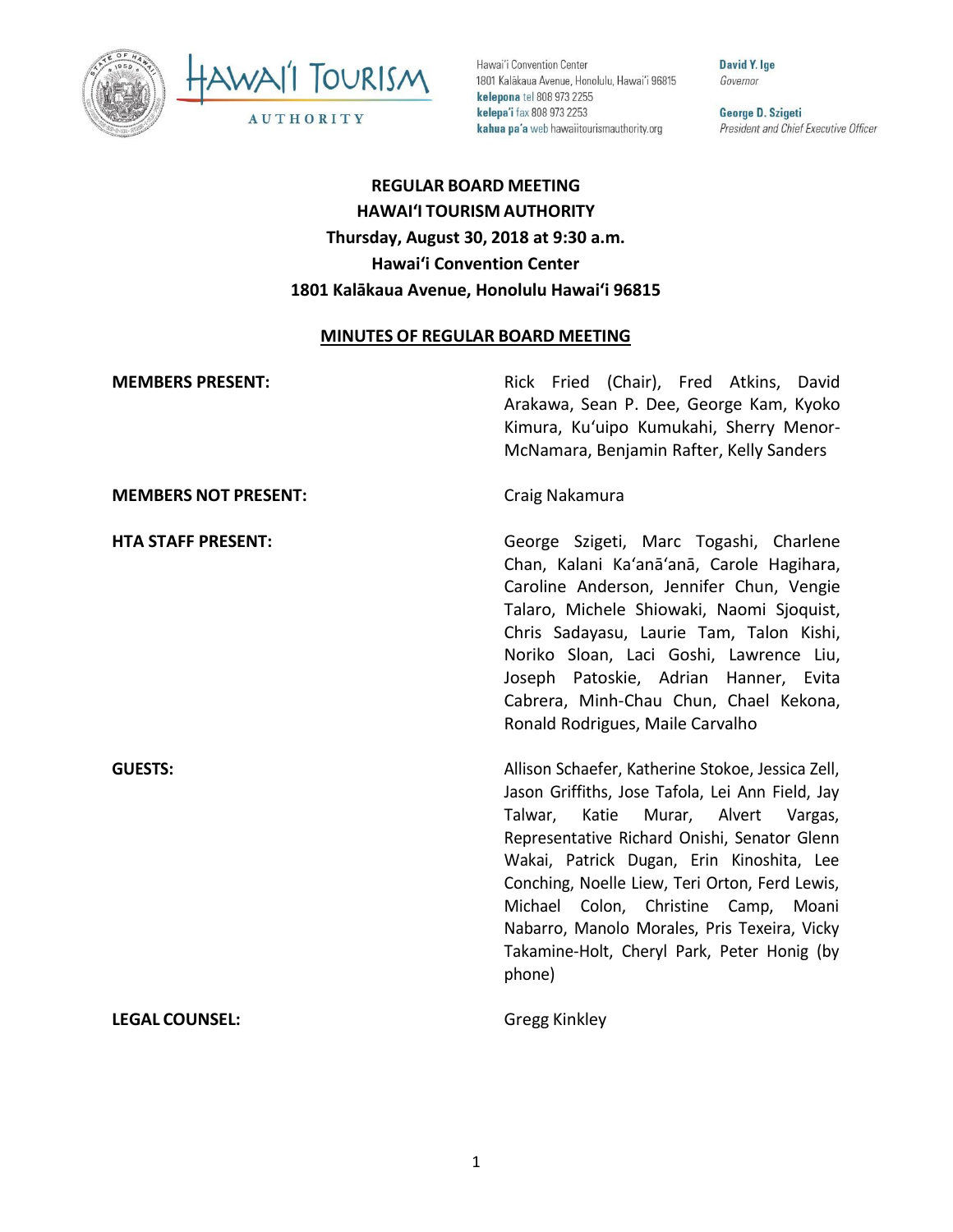Hawai'i Convention Center
1801 Kalākaua Avenue, Honolulu, Hawai'i 96815
**kelepona** tel 808 973 2255
**kelepa'i** fax 808 973 2253
**kahua pa'a** web hawaiitourismauthority.org

**David Y. Ige**
*Governor*

**George D. Szigeti**
*President and Chief Executive Officer*

# REGULAR BOARD MEETING
# HAWAIʻI TOURISM AUTHORITY
## Thursday, August 30, 2018 at 9:30 a.m.
## Hawaiʻi Convention Center
## 1801 Kalākaua Avenue, Honolulu Hawaiʻi 96815

**MINUTES OF REGULAR BOARD MEETING**

**MEMBERS PRESENT:** Rick Fried (Chair), Fred Atkins, David Arakawa, Sean P. Dee, George Kam, Kyoko Kimura, Kuʻuipo Kumukahi, Sherry Menor-McNamara, Benjamin Rafter, Kelly Sanders

**MEMBERS NOT PRESENT:** Craig Nakamura

**HTA STAFF PRESENT:** George Szigeti, Marc Togashi, Charlene Chan, Kalani Kaʻanāʻanā, Carole Hagihara, Caroline Anderson, Jennifer Chun, Vengie Talaro, Michele Shiowaki, Naomi Sjoquist, Chris Sadayasu, Laurie Tam, Talon Kishi, Noriko Sloan, Laci Goshi, Lawrence Liu, Joseph Patoskie, Adrian Hanner, Evita Cabrera, Minh-Chau Chun, Chael Kekona, Ronald Rodrigues, Maile Carvalho

**GUESTS:** Allison Schaefer, Katherine Stokoe, Jessica Zell, Jason Griffiths, Jose Tafola, Lei Ann Field, Jay Talwar, Katie Murar, Alvert Vargas, Representative Richard Onishi, Senator Glenn Wakai, Patrick Dugan, Erin Kinoshita, Lee Conching, Noelle Liew, Teri Orton, Ferd Lewis, Michael Colon, Christine Camp, Moani Nabarro, Manolo Morales, Pris Texeira, Vicky Takamine-Holt, Cheryl Park, Peter Honig (by phone)

**LEGAL COUNSEL:** Gregg Kinkley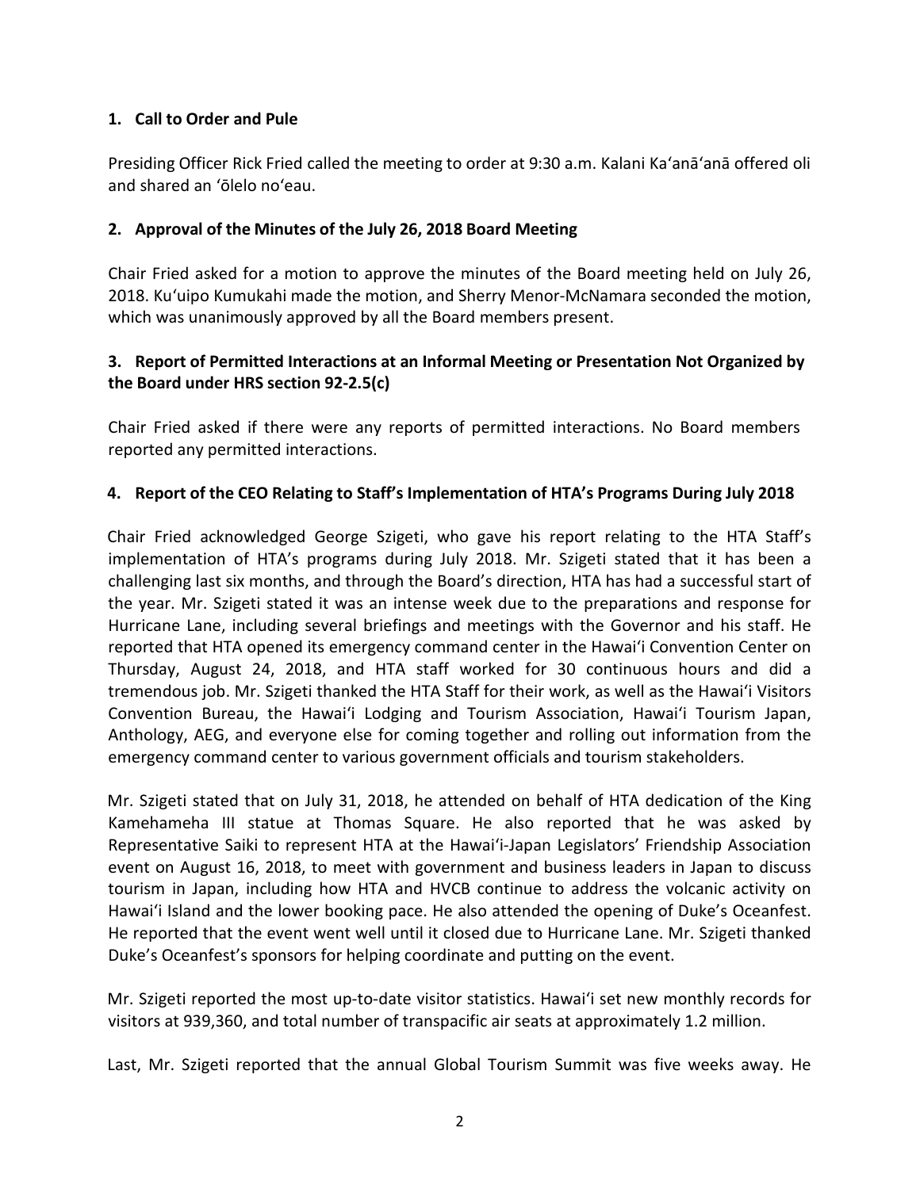**1. Call to Order and Pule**

Presiding Officer Rick Fried called the meeting to order at 9:30 a.m. Kalani Kaʻanāʻanā offered oli and shared an ʻōlelo noʻeau.

**2. Approval of the Minutes of the July 26, 2018 Board Meeting**

Chair Fried asked for a motion to approve the minutes of the Board meeting held on July 26, 2018. Kuʻuipo Kumukahi made the motion, and Sherry Menor-McNamara seconded the motion, which was unanimously approved by all the Board members present.

**3. Report of Permitted Interactions at an Informal Meeting or Presentation Not Organized by the Board under HRS section 92-2.5(c)**

Chair Fried asked if there were any reports of permitted interactions. No Board members reported any permitted interactions.

**4. Report of the CEO Relating to Staff's Implementation of HTA's Programs During July 2018**

Chair Fried acknowledged George Szigeti, who gave his report relating to the HTA Staff's implementation of HTA's programs during July 2018. Mr. Szigeti stated that it has been a challenging last six months, and through the Board's direction, HTA has had a successful start of the year. Mr. Szigeti stated it was an intense week due to the preparations and response for Hurricane Lane, including several briefings and meetings with the Governor and his staff. He reported that HTA opened its emergency command center in the Hawaiʻi Convention Center on Thursday, August 24, 2018, and HTA staff worked for 30 continuous hours and did a tremendous job. Mr. Szigeti thanked the HTA Staff for their work, as well as the Hawaiʻi Visitors Convention Bureau, the Hawaiʻi Lodging and Tourism Association, Hawaiʻi Tourism Japan, Anthology, AEG, and everyone else for coming together and rolling out information from the emergency command center to various government officials and tourism stakeholders.

Mr. Szigeti stated that on July 31, 2018, he attended on behalf of HTA dedication of the King Kamehameha III statue at Thomas Square. He also reported that he was asked by Representative Saiki to represent HTA at the Hawaiʻi-Japan Legislators' Friendship Association event on August 16, 2018, to meet with government and business leaders in Japan to discuss tourism in Japan, including how HTA and HVCB continue to address the volcanic activity on Hawaiʻi Island and the lower booking pace. He also attended the opening of Duke's Oceanfest. He reported that the event went well until it closed due to Hurricane Lane. Mr. Szigeti thanked Duke's Oceanfest's sponsors for helping coordinate and putting on the event.

Mr. Szigeti reported the most up-to-date visitor statistics. Hawaiʻi set new monthly records for visitors at 939,360, and total number of transpacific air seats at approximately 1.2 million.

Last, Mr. Szigeti reported that the annual Global Tourism Summit was five weeks away. He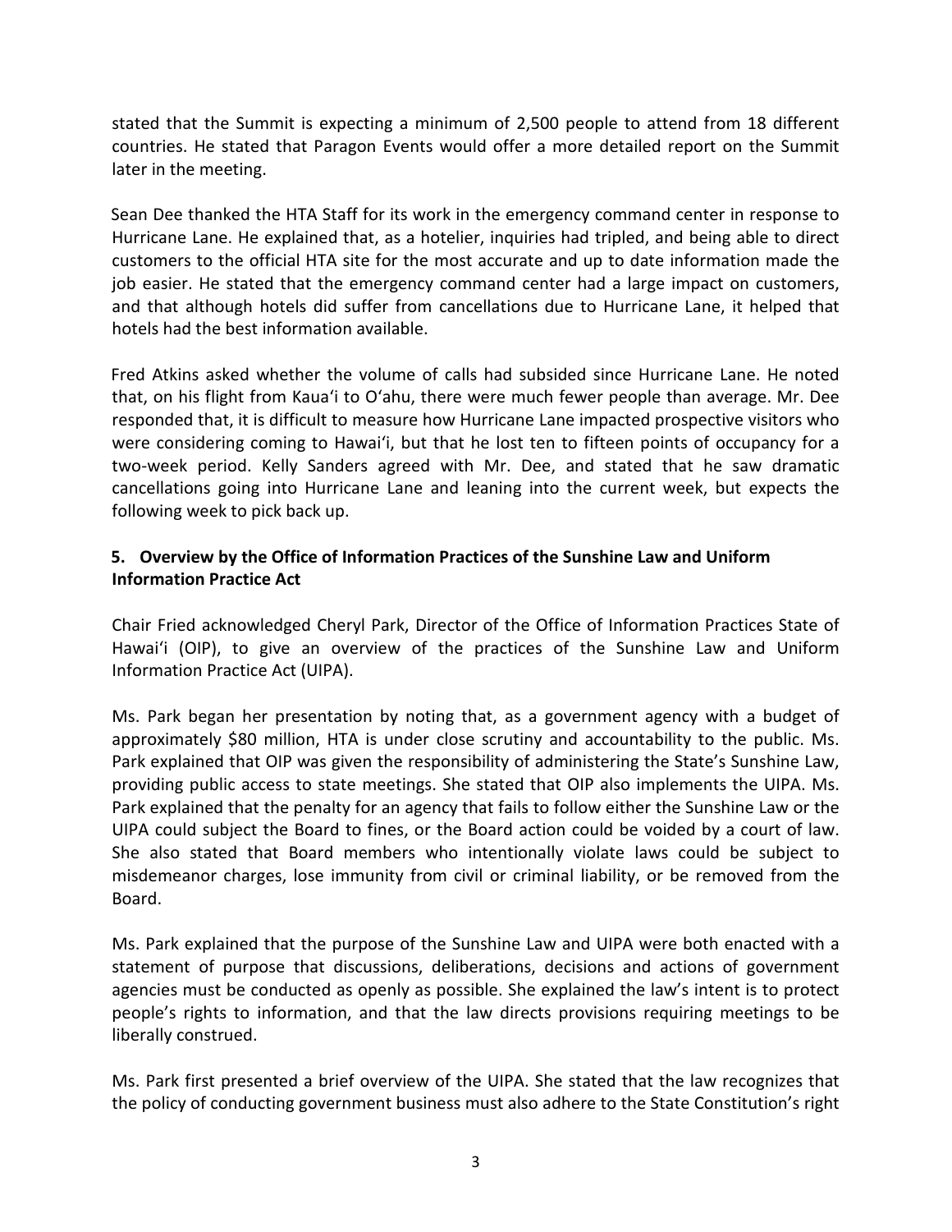stated that the Summit is expecting a minimum of 2,500 people to attend from 18 different countries. He stated that Paragon Events would offer a more detailed report on the Summit later in the meeting.

Sean Dee thanked the HTA Staff for its work in the emergency command center in response to Hurricane Lane. He explained that, as a hotelier, inquiries had tripled, and being able to direct customers to the official HTA site for the most accurate and up to date information made the job easier. He stated that the emergency command center had a large impact on customers, and that although hotels did suffer from cancellations due to Hurricane Lane, it helped that hotels had the best information available.

Fred Atkins asked whether the volume of calls had subsided since Hurricane Lane. He noted that, on his flight from Kaua'i to O'ahu, there were much fewer people than average. Mr. Dee responded that, it is difficult to measure how Hurricane Lane impacted prospective visitors who were considering coming to Hawai'i, but that he lost ten to fifteen points of occupancy for a two-week period. Kelly Sanders agreed with Mr. Dee, and stated that he saw dramatic cancellations going into Hurricane Lane and leaning into the current week, but expects the following week to pick back up.

## 5. Overview by the Office of Information Practices of the Sunshine Law and Uniform Information Practice Act

Chair Fried acknowledged Cheryl Park, Director of the Office of Information Practices State of Hawai'i (OIP), to give an overview of the practices of the Sunshine Law and Uniform Information Practice Act (UIPA).

Ms. Park began her presentation by noting that, as a government agency with a budget of approximately $80 million, HTA is under close scrutiny and accountability to the public. Ms. Park explained that OIP was given the responsibility of administering the State's Sunshine Law, providing public access to state meetings. She stated that OIP also implements the UIPA. Ms. Park explained that the penalty for an agency that fails to follow either the Sunshine Law or the UIPA could subject the Board to fines, or the Board action could be voided by a court of law. She also stated that Board members who intentionally violate laws could be subject to misdemeanor charges, lose immunity from civil or criminal liability, or be removed from the Board.

Ms. Park explained that the purpose of the Sunshine Law and UIPA were both enacted with a statement of purpose that discussions, deliberations, decisions and actions of government agencies must be conducted as openly as possible. She explained the law's intent is to protect people's rights to information, and that the law directs provisions requiring meetings to be liberally construed.

Ms. Park first presented a brief overview of the UIPA. She stated that the law recognizes that the policy of conducting government business must also adhere to the State Constitution's right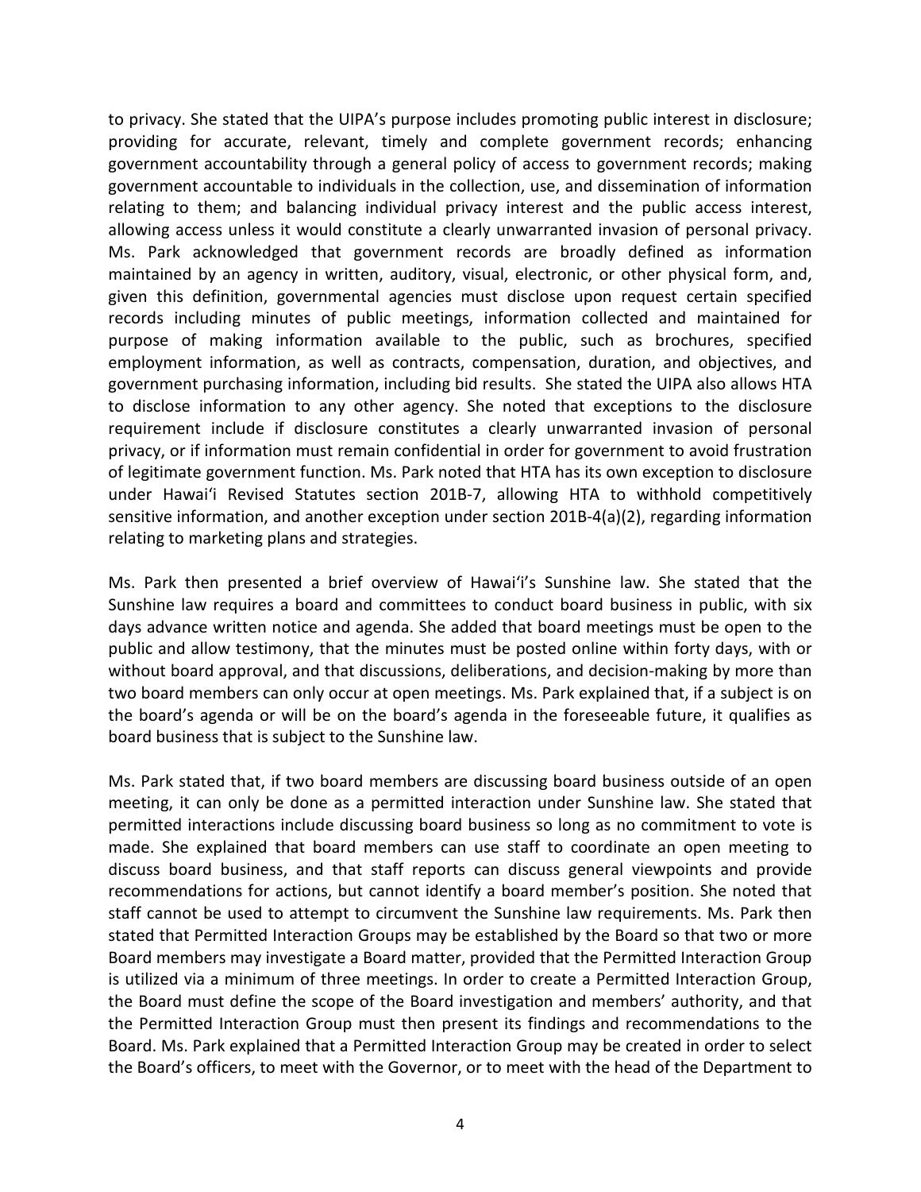to privacy. She stated that the UIPA's purpose includes promoting public interest in disclosure; providing for accurate, relevant, timely and complete government records; enhancing government accountability through a general policy of access to government records; making government accountable to individuals in the collection, use, and dissemination of information relating to them; and balancing individual privacy interest and the public access interest, allowing access unless it would constitute a clearly unwarranted invasion of personal privacy. Ms. Park acknowledged that government records are broadly defined as information maintained by an agency in written, auditory, visual, electronic, or other physical form, and, given this definition, governmental agencies must disclose upon request certain specified records including minutes of public meetings, information collected and maintained for purpose of making information available to the public, such as brochures, specified employment information, as well as contracts, compensation, duration, and objectives, and government purchasing information, including bid results. She stated the UIPA also allows HTA to disclose information to any other agency. She noted that exceptions to the disclosure requirement include if disclosure constitutes a clearly unwarranted invasion of personal privacy, or if information must remain confidential in order for government to avoid frustration of legitimate government function. Ms. Park noted that HTA has its own exception to disclosure under Hawaiʻi Revised Statutes section 201B-7, allowing HTA to withhold competitively sensitive information, and another exception under section 201B-4(a)(2), regarding information relating to marketing plans and strategies.

Ms. Park then presented a brief overview of Hawaiʻi's Sunshine law. She stated that the Sunshine law requires a board and committees to conduct board business in public, with six days advance written notice and agenda. She added that board meetings must be open to the public and allow testimony, that the minutes must be posted online within forty days, with or without board approval, and that discussions, deliberations, and decision-making by more than two board members can only occur at open meetings. Ms. Park explained that, if a subject is on the board's agenda or will be on the board's agenda in the foreseeable future, it qualifies as board business that is subject to the Sunshine law.

Ms. Park stated that, if two board members are discussing board business outside of an open meeting, it can only be done as a permitted interaction under Sunshine law. She stated that permitted interactions include discussing board business so long as no commitment to vote is made. She explained that board members can use staff to coordinate an open meeting to discuss board business, and that staff reports can discuss general viewpoints and provide recommendations for actions, but cannot identify a board member's position. She noted that staff cannot be used to attempt to circumvent the Sunshine law requirements. Ms. Park then stated that Permitted Interaction Groups may be established by the Board so that two or more Board members may investigate a Board matter, provided that the Permitted Interaction Group is utilized via a minimum of three meetings. In order to create a Permitted Interaction Group, the Board must define the scope of the Board investigation and members' authority, and that the Permitted Interaction Group must then present its findings and recommendations to the Board. Ms. Park explained that a Permitted Interaction Group may be created in order to select the Board's officers, to meet with the Governor, or to meet with the head of the Department to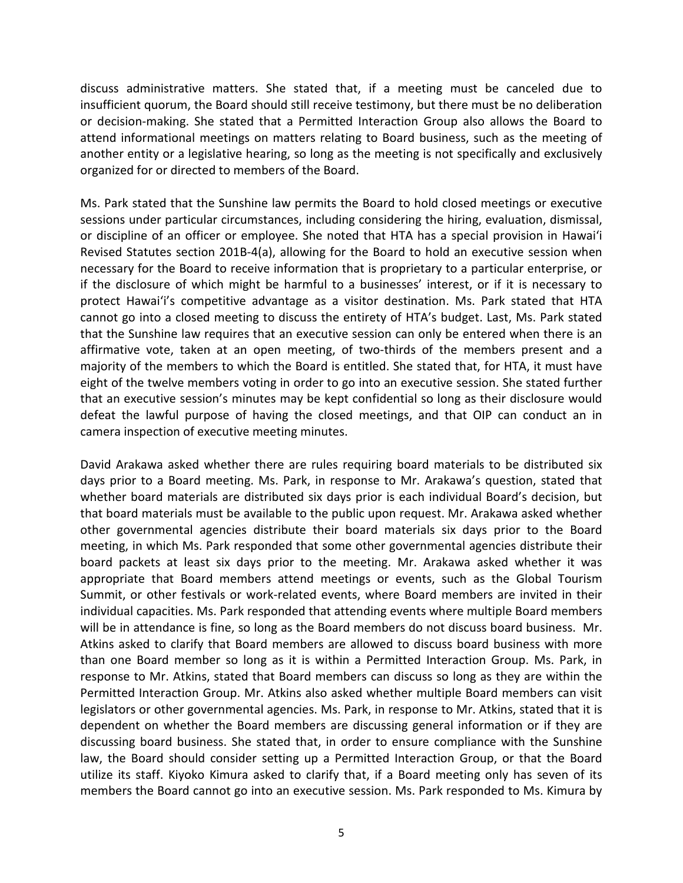discuss administrative matters. She stated that, if a meeting must be canceled due to insufficient quorum, the Board should still receive testimony, but there must be no deliberation or decision-making. She stated that a Permitted Interaction Group also allows the Board to attend informational meetings on matters relating to Board business, such as the meeting of another entity or a legislative hearing, so long as the meeting is not specifically and exclusively organized for or directed to members of the Board.

Ms. Park stated that the Sunshine law permits the Board to hold closed meetings or executive sessions under particular circumstances, including considering the hiring, evaluation, dismissal, or discipline of an officer or employee. She noted that HTA has a special provision in Hawaiʻi Revised Statutes section 201B-4(a), allowing for the Board to hold an executive session when necessary for the Board to receive information that is proprietary to a particular enterprise, or if the disclosure of which might be harmful to a businesses' interest, or if it is necessary to protect Hawaiʻi's competitive advantage as a visitor destination. Ms. Park stated that HTA cannot go into a closed meeting to discuss the entirety of HTA's budget. Last, Ms. Park stated that the Sunshine law requires that an executive session can only be entered when there is an affirmative vote, taken at an open meeting, of two-thirds of the members present and a majority of the members to which the Board is entitled. She stated that, for HTA, it must have eight of the twelve members voting in order to go into an executive session. She stated further that an executive session's minutes may be kept confidential so long as their disclosure would defeat the lawful purpose of having the closed meetings, and that OIP can conduct an in camera inspection of executive meeting minutes.

David Arakawa asked whether there are rules requiring board materials to be distributed six days prior to a Board meeting. Ms. Park, in response to Mr. Arakawa's question, stated that whether board materials are distributed six days prior is each individual Board's decision, but that board materials must be available to the public upon request. Mr. Arakawa asked whether other governmental agencies distribute their board materials six days prior to the Board meeting, in which Ms. Park responded that some other governmental agencies distribute their board packets at least six days prior to the meeting. Mr. Arakawa asked whether it was appropriate that Board members attend meetings or events, such as the Global Tourism Summit, or other festivals or work-related events, where Board members are invited in their individual capacities. Ms. Park responded that attending events where multiple Board members will be in attendance is fine, so long as the Board members do not discuss board business. Mr. Atkins asked to clarify that Board members are allowed to discuss board business with more than one Board member so long as it is within a Permitted Interaction Group. Ms. Park, in response to Mr. Atkins, stated that Board members can discuss so long as they are within the Permitted Interaction Group. Mr. Atkins also asked whether multiple Board members can visit legislators or other governmental agencies. Ms. Park, in response to Mr. Atkins, stated that it is dependent on whether the Board members are discussing general information or if they are discussing board business. She stated that, in order to ensure compliance with the Sunshine law, the Board should consider setting up a Permitted Interaction Group, or that the Board utilize its staff. Kiyoko Kimura asked to clarify that, if a Board meeting only has seven of its members the Board cannot go into an executive session. Ms. Park responded to Ms. Kimura by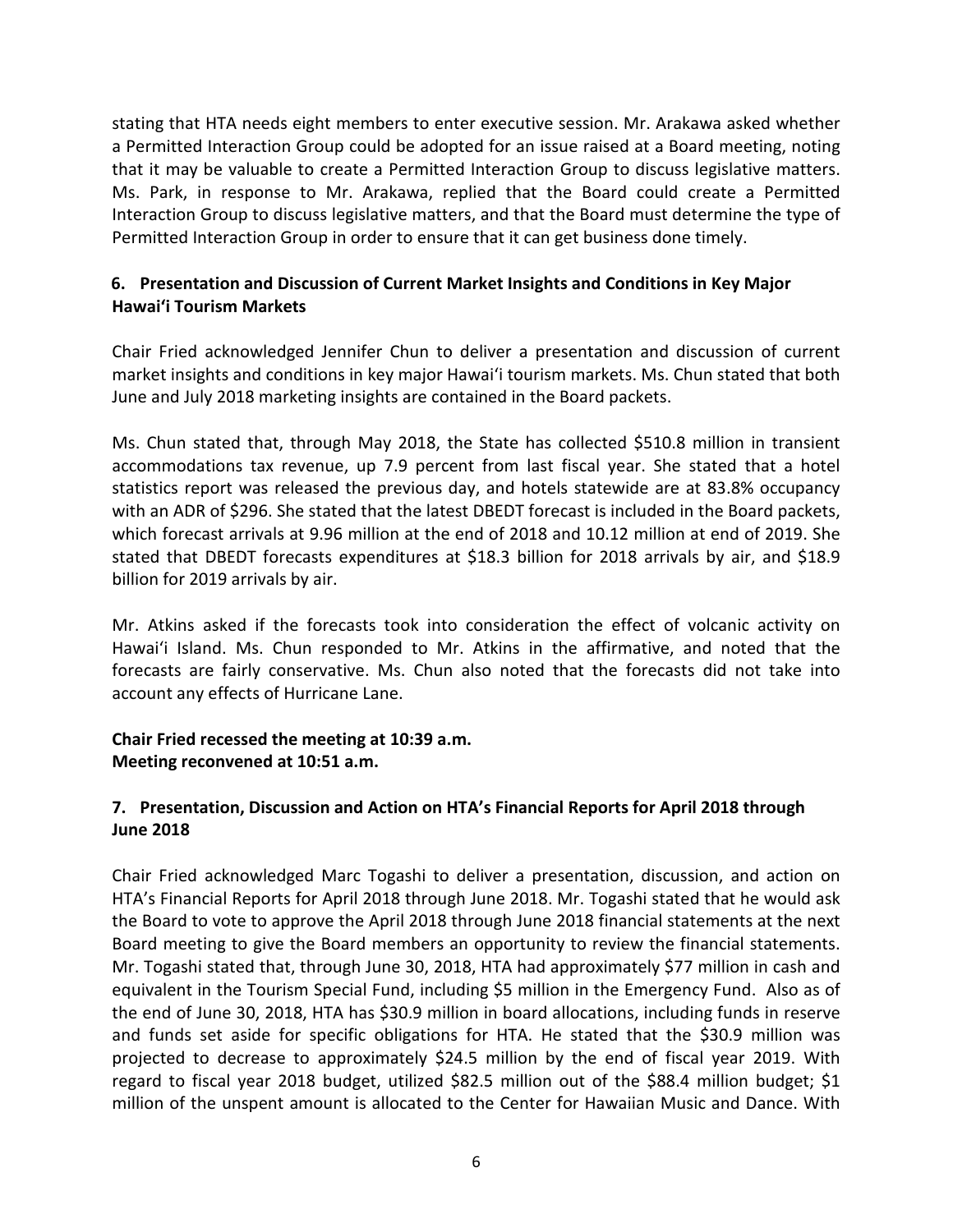stating that HTA needs eight members to enter executive session. Mr. Arakawa asked whether a Permitted Interaction Group could be adopted for an issue raised at a Board meeting, noting that it may be valuable to create a Permitted Interaction Group to discuss legislative matters. Ms. Park, in response to Mr. Arakawa, replied that the Board could create a Permitted Interaction Group to discuss legislative matters, and that the Board must determine the type of Permitted Interaction Group in order to ensure that it can get business done timely.

### 6. Presentation and Discussion of Current Market Insights and Conditions in Key Major Hawaiʻi Tourism Markets

Chair Fried acknowledged Jennifer Chun to deliver a presentation and discussion of current market insights and conditions in key major Hawaiʻi tourism markets. Ms. Chun stated that both June and July 2018 marketing insights are contained in the Board packets.

Ms. Chun stated that, through May 2018, the State has collected $510.8 million in transient accommodations tax revenue, up 7.9 percent from last fiscal year. She stated that a hotel statistics report was released the previous day, and hotels statewide are at 83.8% occupancy with an ADR of $296. She stated that the latest DBEDT forecast is included in the Board packets, which forecast arrivals at 9.96 million at the end of 2018 and 10.12 million at end of 2019. She stated that DBEDT forecasts expenditures at $18.3 billion for 2018 arrivals by air, and $18.9 billion for 2019 arrivals by air.

Mr. Atkins asked if the forecasts took into consideration the effect of volcanic activity on Hawaiʻi Island. Ms. Chun responded to Mr. Atkins in the affirmative, and noted that the forecasts are fairly conservative. Ms. Chun also noted that the forecasts did not take into account any effects of Hurricane Lane.

**Chair Fried recessed the meeting at 10:39 a.m.**
**Meeting reconvened at 10:51 a.m.**

### 7. Presentation, Discussion and Action on HTA's Financial Reports for April 2018 through June 2018

Chair Fried acknowledged Marc Togashi to deliver a presentation, discussion, and action on HTA's Financial Reports for April 2018 through June 2018. Mr. Togashi stated that he would ask the Board to vote to approve the April 2018 through June 2018 financial statements at the next Board meeting to give the Board members an opportunity to review the financial statements. Mr. Togashi stated that, through June 30, 2018, HTA had approximately $77 million in cash and equivalent in the Tourism Special Fund, including $5 million in the Emergency Fund. Also as of the end of June 30, 2018, HTA has $30.9 million in board allocations, including funds in reserve and funds set aside for specific obligations for HTA. He stated that the $30.9 million was projected to decrease to approximately $24.5 million by the end of fiscal year 2019. With regard to fiscal year 2018 budget, utilized $82.5 million out of the $88.4 million budget; $1 million of the unspent amount is allocated to the Center for Hawaiian Music and Dance. With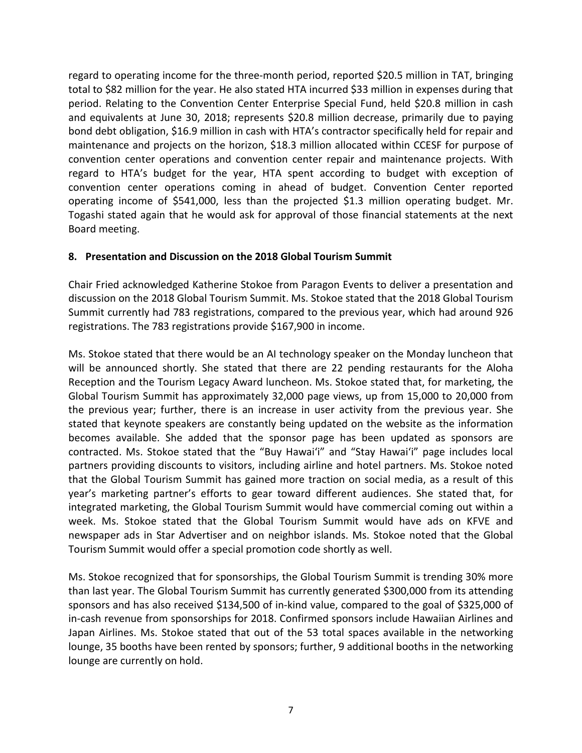regard to operating income for the three-month period, reported $20.5 million in TAT, bringing total to $82 million for the year. He also stated HTA incurred $33 million in expenses during that period. Relating to the Convention Center Enterprise Special Fund, held $20.8 million in cash and equivalents at June 30, 2018; represents $20.8 million decrease, primarily due to paying bond debt obligation, $16.9 million in cash with HTA's contractor specifically held for repair and maintenance and projects on the horizon, $18.3 million allocated within CCESF for purpose of convention center operations and convention center repair and maintenance projects. With regard to HTA's budget for the year, HTA spent according to budget with exception of convention center operations coming in ahead of budget. Convention Center reported operating income of $541,000, less than the projected $1.3 million operating budget. Mr. Togashi stated again that he would ask for approval of those financial statements at the next Board meeting.

**8. Presentation and Discussion on the 2018 Global Tourism Summit**

Chair Fried acknowledged Katherine Stokoe from Paragon Events to deliver a presentation and discussion on the 2018 Global Tourism Summit. Ms. Stokoe stated that the 2018 Global Tourism Summit currently had 783 registrations, compared to the previous year, which had around 926 registrations. The 783 registrations provide $167,900 in income.

Ms. Stokoe stated that there would be an AI technology speaker on the Monday luncheon that will be announced shortly. She stated that there are 22 pending restaurants for the Aloha Reception and the Tourism Legacy Award luncheon. Ms. Stokoe stated that, for marketing, the Global Tourism Summit has approximately 32,000 page views, up from 15,000 to 20,000 from the previous year; further, there is an increase in user activity from the previous year. She stated that keynote speakers are constantly being updated on the website as the information becomes available. She added that the sponsor page has been updated as sponsors are contracted. Ms. Stokoe stated that the "Buy Hawai'i" and "Stay Hawai'i" page includes local partners providing discounts to visitors, including airline and hotel partners. Ms. Stokoe noted that the Global Tourism Summit has gained more traction on social media, as a result of this year's marketing partner's efforts to gear toward different audiences. She stated that, for integrated marketing, the Global Tourism Summit would have commercial coming out within a week. Ms. Stokoe stated that the Global Tourism Summit would have ads on KFVE and newspaper ads in Star Advertiser and on neighbor islands. Ms. Stokoe noted that the Global Tourism Summit would offer a special promotion code shortly as well.

Ms. Stokoe recognized that for sponsorships, the Global Tourism Summit is trending 30% more than last year. The Global Tourism Summit has currently generated $300,000 from its attending sponsors and has also received $134,500 of in-kind value, compared to the goal of $325,000 of in-cash revenue from sponsorships for 2018. Confirmed sponsors include Hawaiian Airlines and Japan Airlines. Ms. Stokoe stated that out of the 53 total spaces available in the networking lounge, 35 booths have been rented by sponsors; further, 9 additional booths in the networking lounge are currently on hold.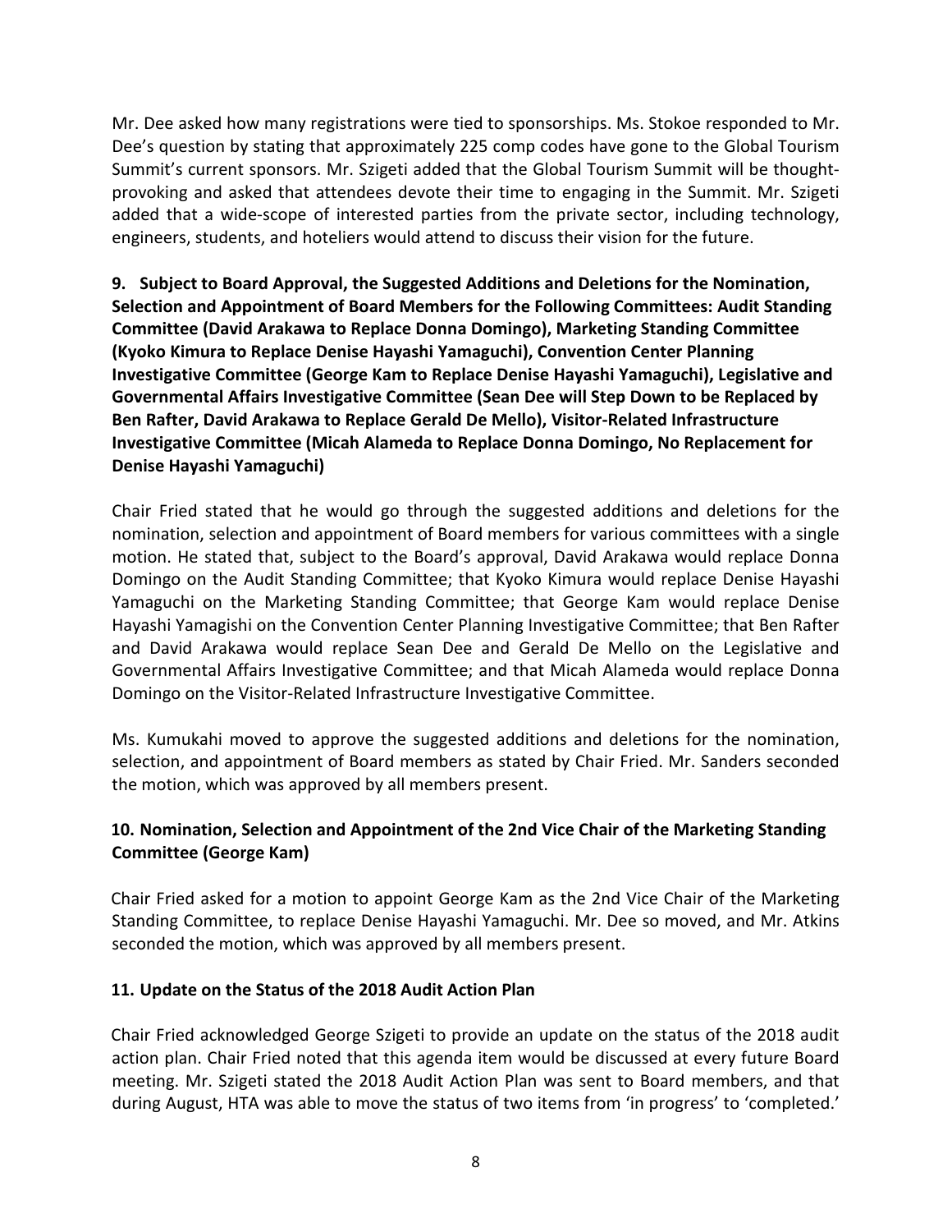Mr. Dee asked how many registrations were tied to sponsorships. Ms. Stokoe responded to Mr. Dee's question by stating that approximately 225 comp codes have gone to the Global Tourism Summit's current sponsors. Mr. Szigeti added that the Global Tourism Summit will be thought-provoking and asked that attendees devote their time to engaging in the Summit. Mr. Szigeti added that a wide-scope of interested parties from the private sector, including technology, engineers, students, and hoteliers would attend to discuss their vision for the future.

**9. Subject to Board Approval, the Suggested Additions and Deletions for the Nomination, Selection and Appointment of Board Members for the Following Committees: Audit Standing Committee (David Arakawa to Replace Donna Domingo), Marketing Standing Committee (Kyoko Kimura to Replace Denise Hayashi Yamaguchi), Convention Center Planning Investigative Committee (George Kam to Replace Denise Hayashi Yamaguchi), Legislative and Governmental Affairs Investigative Committee (Sean Dee will Step Down to be Replaced by Ben Rafter, David Arakawa to Replace Gerald De Mello), Visitor-Related Infrastructure Investigative Committee (Micah Alameda to Replace Donna Domingo, No Replacement for Denise Hayashi Yamaguchi)**

Chair Fried stated that he would go through the suggested additions and deletions for the nomination, selection and appointment of Board members for various committees with a single motion. He stated that, subject to the Board's approval, David Arakawa would replace Donna Domingo on the Audit Standing Committee; that Kyoko Kimura would replace Denise Hayashi Yamaguchi on the Marketing Standing Committee; that George Kam would replace Denise Hayashi Yamagishi on the Convention Center Planning Investigative Committee; that Ben Rafter and David Arakawa would replace Sean Dee and Gerald De Mello on the Legislative and Governmental Affairs Investigative Committee; and that Micah Alameda would replace Donna Domingo on the Visitor-Related Infrastructure Investigative Committee.

Ms. Kumukahi moved to approve the suggested additions and deletions for the nomination, selection, and appointment of Board members as stated by Chair Fried. Mr. Sanders seconded the motion, which was approved by all members present.

**10. Nomination, Selection and Appointment of the 2nd Vice Chair of the Marketing Standing Committee (George Kam)**

Chair Fried asked for a motion to appoint George Kam as the 2nd Vice Chair of the Marketing Standing Committee, to replace Denise Hayashi Yamaguchi. Mr. Dee so moved, and Mr. Atkins seconded the motion, which was approved by all members present.

**11. Update on the Status of the 2018 Audit Action Plan**

Chair Fried acknowledged George Szigeti to provide an update on the status of the 2018 audit action plan. Chair Fried noted that this agenda item would be discussed at every future Board meeting. Mr. Szigeti stated the 2018 Audit Action Plan was sent to Board members, and that during August, HTA was able to move the status of two items from 'in progress' to 'completed.'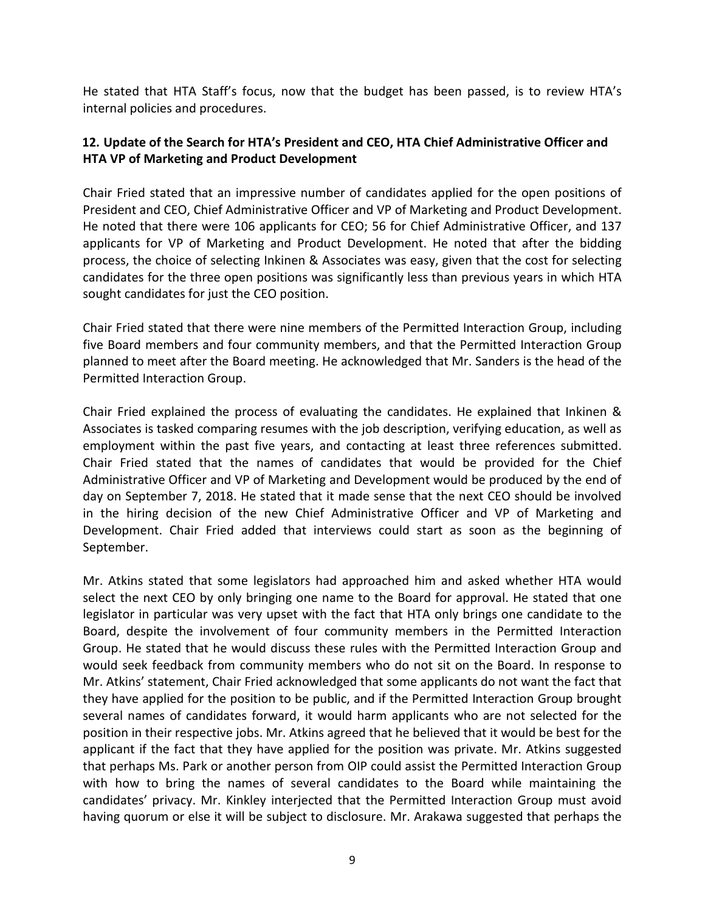He stated that HTA Staff's focus, now that the budget has been passed, is to review HTA's internal policies and procedures.

### 12. Update of the Search for HTA's President and CEO, HTA Chief Administrative Officer and HTA VP of Marketing and Product Development

Chair Fried stated that an impressive number of candidates applied for the open positions of President and CEO, Chief Administrative Officer and VP of Marketing and Product Development. He noted that there were 106 applicants for CEO; 56 for Chief Administrative Officer, and 137 applicants for VP of Marketing and Product Development. He noted that after the bidding process, the choice of selecting Inkinen & Associates was easy, given that the cost for selecting candidates for the three open positions was significantly less than previous years in which HTA sought candidates for just the CEO position.

Chair Fried stated that there were nine members of the Permitted Interaction Group, including five Board members and four community members, and that the Permitted Interaction Group planned to meet after the Board meeting. He acknowledged that Mr. Sanders is the head of the Permitted Interaction Group.

Chair Fried explained the process of evaluating the candidates. He explained that Inkinen & Associates is tasked comparing resumes with the job description, verifying education, as well as employment within the past five years, and contacting at least three references submitted. Chair Fried stated that the names of candidates that would be provided for the Chief Administrative Officer and VP of Marketing and Development would be produced by the end of day on September 7, 2018. He stated that it made sense that the next CEO should be involved in the hiring decision of the new Chief Administrative Officer and VP of Marketing and Development. Chair Fried added that interviews could start as soon as the beginning of September.

Mr. Atkins stated that some legislators had approached him and asked whether HTA would select the next CEO by only bringing one name to the Board for approval. He stated that one legislator in particular was very upset with the fact that HTA only brings one candidate to the Board, despite the involvement of four community members in the Permitted Interaction Group. He stated that he would discuss these rules with the Permitted Interaction Group and would seek feedback from community members who do not sit on the Board. In response to Mr. Atkins' statement, Chair Fried acknowledged that some applicants do not want the fact that they have applied for the position to be public, and if the Permitted Interaction Group brought several names of candidates forward, it would harm applicants who are not selected for the position in their respective jobs. Mr. Atkins agreed that he believed that it would be best for the applicant if the fact that they have applied for the position was private. Mr. Atkins suggested that perhaps Ms. Park or another person from OIP could assist the Permitted Interaction Group with how to bring the names of several candidates to the Board while maintaining the candidates' privacy. Mr. Kinkley interjected that the Permitted Interaction Group must avoid having quorum or else it will be subject to disclosure. Mr. Arakawa suggested that perhaps the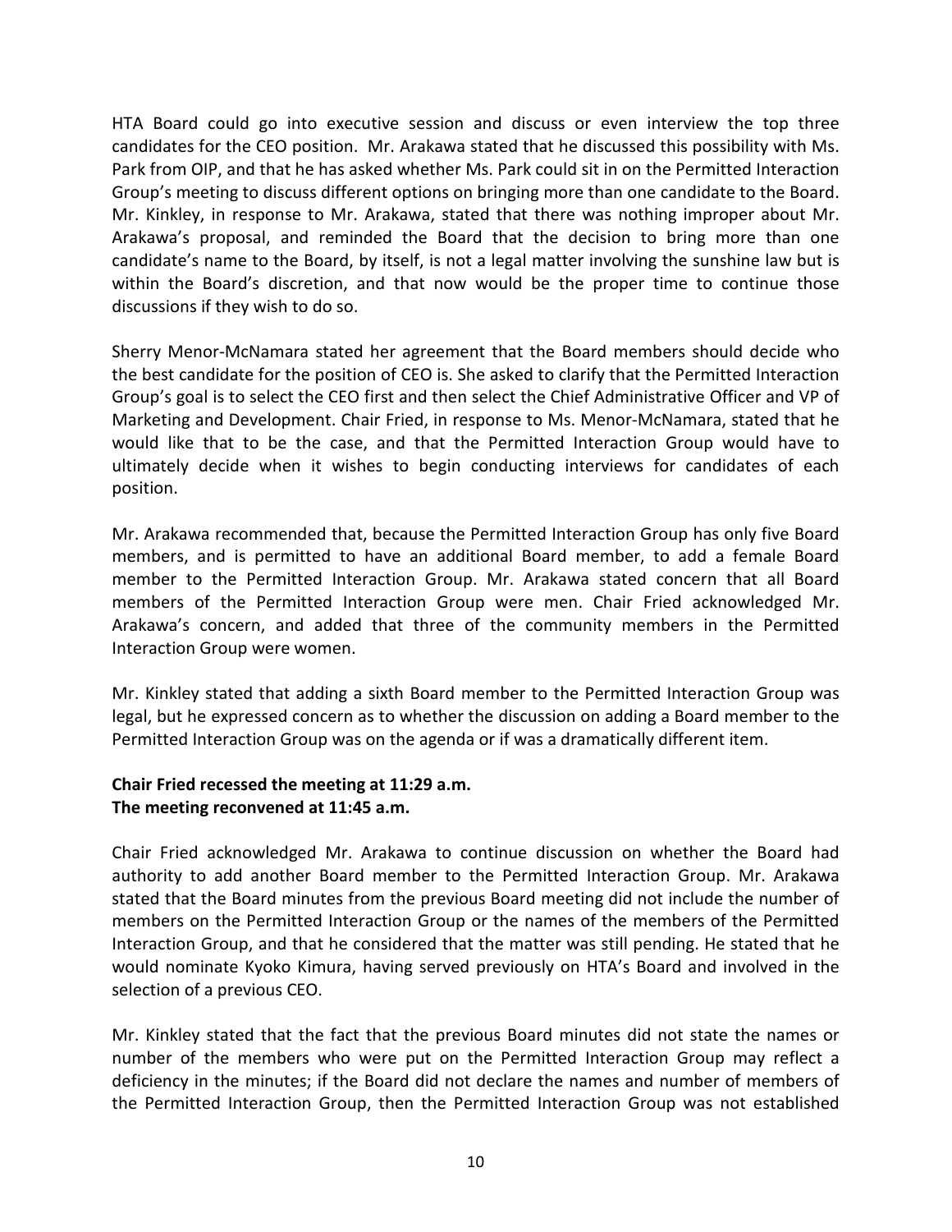HTA Board could go into executive session and discuss or even interview the top three candidates for the CEO position. Mr. Arakawa stated that he discussed this possibility with Ms. Park from OIP, and that he has asked whether Ms. Park could sit in on the Permitted Interaction Group's meeting to discuss different options on bringing more than one candidate to the Board. Mr. Kinkley, in response to Mr. Arakawa, stated that there was nothing improper about Mr. Arakawa's proposal, and reminded the Board that the decision to bring more than one candidate's name to the Board, by itself, is not a legal matter involving the sunshine law but is within the Board's discretion, and that now would be the proper time to continue those discussions if they wish to do so.

Sherry Menor-McNamara stated her agreement that the Board members should decide who the best candidate for the position of CEO is. She asked to clarify that the Permitted Interaction Group's goal is to select the CEO first and then select the Chief Administrative Officer and VP of Marketing and Development. Chair Fried, in response to Ms. Menor-McNamara, stated that he would like that to be the case, and that the Permitted Interaction Group would have to ultimately decide when it wishes to begin conducting interviews for candidates of each position.

Mr. Arakawa recommended that, because the Permitted Interaction Group has only five Board members, and is permitted to have an additional Board member, to add a female Board member to the Permitted Interaction Group. Mr. Arakawa stated concern that all Board members of the Permitted Interaction Group were men. Chair Fried acknowledged Mr. Arakawa's concern, and added that three of the community members in the Permitted Interaction Group were women.

Mr. Kinkley stated that adding a sixth Board member to the Permitted Interaction Group was legal, but he expressed concern as to whether the discussion on adding a Board member to the Permitted Interaction Group was on the agenda or if was a dramatically different item.

**Chair Fried recessed the meeting at 11:29 a.m.**
**The meeting reconvened at 11:45 a.m.**

Chair Fried acknowledged Mr. Arakawa to continue discussion on whether the Board had authority to add another Board member to the Permitted Interaction Group. Mr. Arakawa stated that the Board minutes from the previous Board meeting did not include the number of members on the Permitted Interaction Group or the names of the members of the Permitted Interaction Group, and that he considered that the matter was still pending. He stated that he would nominate Kyoko Kimura, having served previously on HTA's Board and involved in the selection of a previous CEO.

Mr. Kinkley stated that the fact that the previous Board minutes did not state the names or number of the members who were put on the Permitted Interaction Group may reflect a deficiency in the minutes; if the Board did not declare the names and number of members of the Permitted Interaction Group, then the Permitted Interaction Group was not established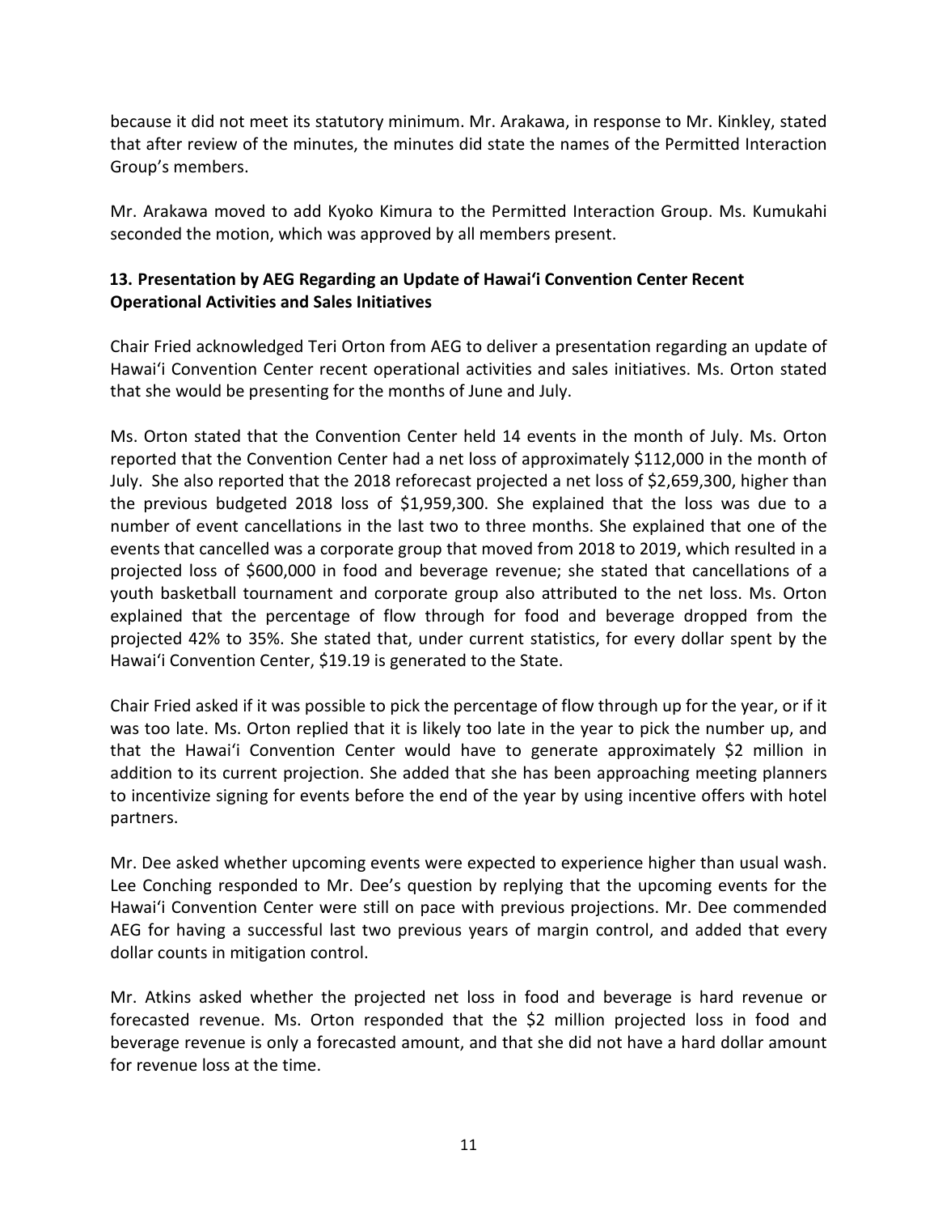because it did not meet its statutory minimum. Mr. Arakawa, in response to Mr. Kinkley, stated that after review of the minutes, the minutes did state the names of the Permitted Interaction Group's members.

Mr. Arakawa moved to add Kyoko Kimura to the Permitted Interaction Group. Ms. Kumukahi seconded the motion, which was approved by all members present.

### 13. Presentation by AEG Regarding an Update of Hawai'i Convention Center Recent Operational Activities and Sales Initiatives

Chair Fried acknowledged Teri Orton from AEG to deliver a presentation regarding an update of Hawai'i Convention Center recent operational activities and sales initiatives. Ms. Orton stated that she would be presenting for the months of June and July.

Ms. Orton stated that the Convention Center held 14 events in the month of July. Ms. Orton reported that the Convention Center had a net loss of approximately $112,000 in the month of July. She also reported that the 2018 reforecast projected a net loss of $2,659,300, higher than the previous budgeted 2018 loss of $1,959,300. She explained that the loss was due to a number of event cancellations in the last two to three months. She explained that one of the events that cancelled was a corporate group that moved from 2018 to 2019, which resulted in a projected loss of $600,000 in food and beverage revenue; she stated that cancellations of a youth basketball tournament and corporate group also attributed to the net loss. Ms. Orton explained that the percentage of flow through for food and beverage dropped from the projected 42% to 35%. She stated that, under current statistics, for every dollar spent by the Hawai'i Convention Center, $19.19 is generated to the State.

Chair Fried asked if it was possible to pick the percentage of flow through up for the year, or if it was too late. Ms. Orton replied that it is likely too late in the year to pick the number up, and that the Hawai'i Convention Center would have to generate approximately $2 million in addition to its current projection. She added that she has been approaching meeting planners to incentivize signing for events before the end of the year by using incentive offers with hotel partners.

Mr. Dee asked whether upcoming events were expected to experience higher than usual wash. Lee Conching responded to Mr. Dee's question by replying that the upcoming events for the Hawai'i Convention Center were still on pace with previous projections. Mr. Dee commended AEG for having a successful last two previous years of margin control, and added that every dollar counts in mitigation control.

Mr. Atkins asked whether the projected net loss in food and beverage is hard revenue or forecasted revenue. Ms. Orton responded that the $2 million projected loss in food and beverage revenue is only a forecasted amount, and that she did not have a hard dollar amount for revenue loss at the time.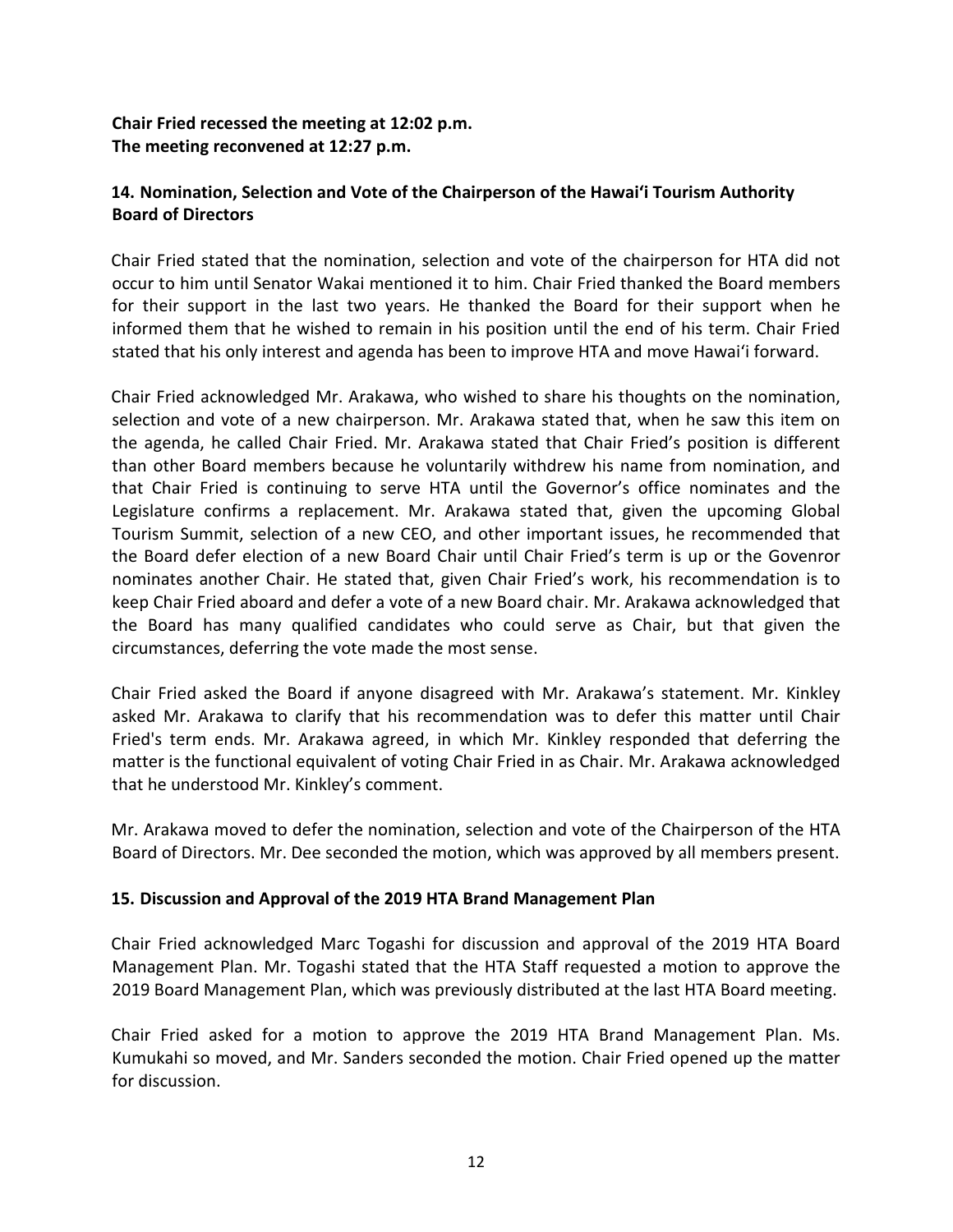**Chair Fried recessed the meeting at 12:02 p.m.**
**The meeting reconvened at 12:27 p.m.**

## 14. Nomination, Selection and Vote of the Chairperson of the Hawai'i Tourism Authority Board of Directors

Chair Fried stated that the nomination, selection and vote of the chairperson for HTA did not occur to him until Senator Wakai mentioned it to him. Chair Fried thanked the Board members for their support in the last two years. He thanked the Board for their support when he informed them that he wished to remain in his position until the end of his term. Chair Fried stated that his only interest and agenda has been to improve HTA and move Hawai'i forward.

Chair Fried acknowledged Mr. Arakawa, who wished to share his thoughts on the nomination, selection and vote of a new chairperson. Mr. Arakawa stated that, when he saw this item on the agenda, he called Chair Fried. Mr. Arakawa stated that Chair Fried's position is different than other Board members because he voluntarily withdrew his name from nomination, and that Chair Fried is continuing to serve HTA until the Governor's office nominates and the Legislature confirms a replacement. Mr. Arakawa stated that, given the upcoming Global Tourism Summit, selection of a new CEO, and other important issues, he recommended that the Board defer election of a new Board Chair until Chair Fried's term is up or the Govenror nominates another Chair. He stated that, given Chair Fried's work, his recommendation is to keep Chair Fried aboard and defer a vote of a new Board chair. Mr. Arakawa acknowledged that the Board has many qualified candidates who could serve as Chair, but that given the circumstances, deferring the vote made the most sense.

Chair Fried asked the Board if anyone disagreed with Mr. Arakawa's statement. Mr. Kinkley asked Mr. Arakawa to clarify that his recommendation was to defer this matter until Chair Fried's term ends. Mr. Arakawa agreed, in which Mr. Kinkley responded that deferring the matter is the functional equivalent of voting Chair Fried in as Chair. Mr. Arakawa acknowledged that he understood Mr. Kinkley's comment.

Mr. Arakawa moved to defer the nomination, selection and vote of the Chairperson of the HTA Board of Directors. Mr. Dee seconded the motion, which was approved by all members present.

## 15. Discussion and Approval of the 2019 HTA Brand Management Plan

Chair Fried acknowledged Marc Togashi for discussion and approval of the 2019 HTA Board Management Plan. Mr. Togashi stated that the HTA Staff requested a motion to approve the 2019 Board Management Plan, which was previously distributed at the last HTA Board meeting.

Chair Fried asked for a motion to approve the 2019 HTA Brand Management Plan. Ms. Kumukahi so moved, and Mr. Sanders seconded the motion. Chair Fried opened up the matter for discussion.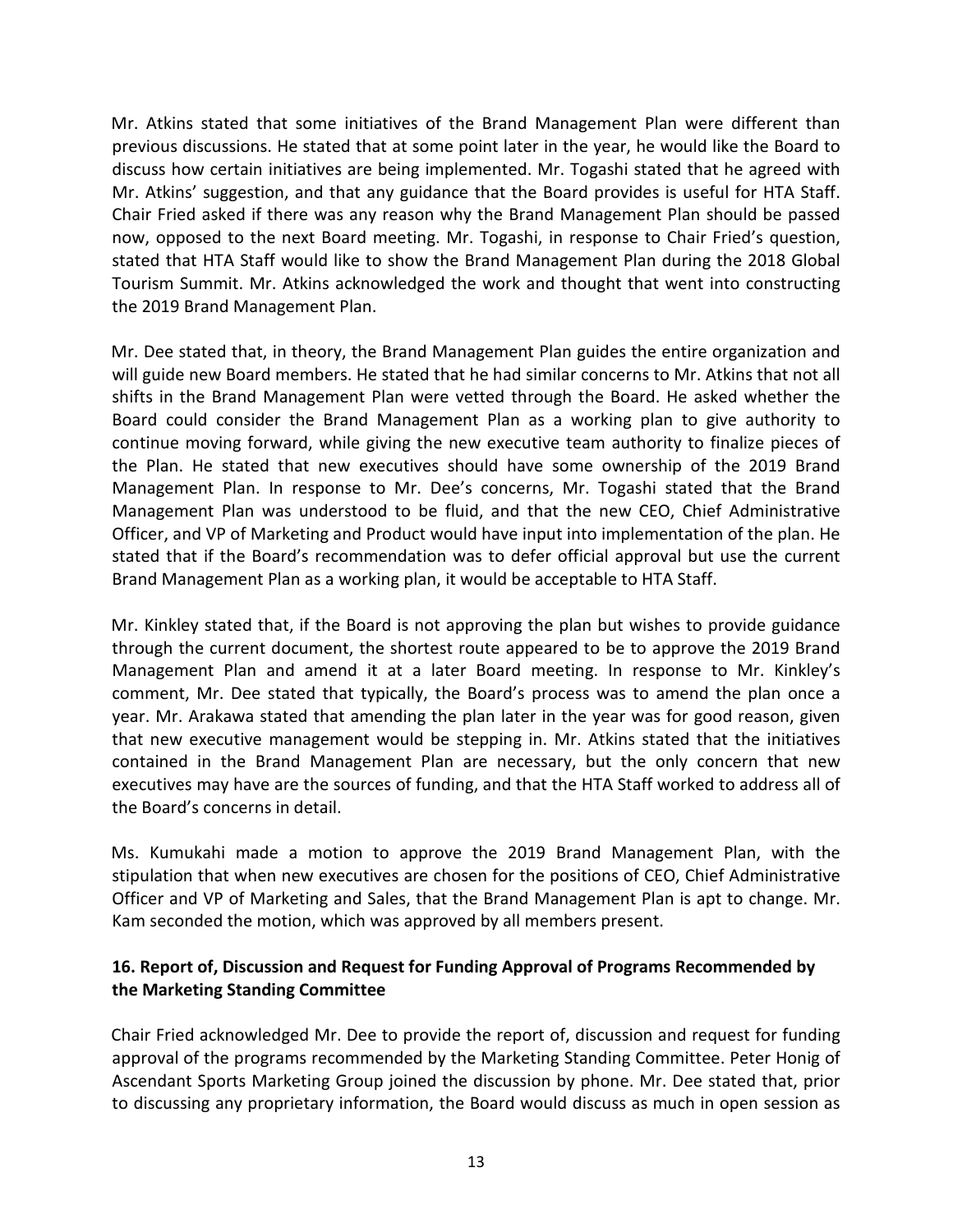Mr. Atkins stated that some initiatives of the Brand Management Plan were different than previous discussions. He stated that at some point later in the year, he would like the Board to discuss how certain initiatives are being implemented. Mr. Togashi stated that he agreed with Mr. Atkins' suggestion, and that any guidance that the Board provides is useful for HTA Staff. Chair Fried asked if there was any reason why the Brand Management Plan should be passed now, opposed to the next Board meeting. Mr. Togashi, in response to Chair Fried's question, stated that HTA Staff would like to show the Brand Management Plan during the 2018 Global Tourism Summit. Mr. Atkins acknowledged the work and thought that went into constructing the 2019 Brand Management Plan.

Mr. Dee stated that, in theory, the Brand Management Plan guides the entire organization and will guide new Board members. He stated that he had similar concerns to Mr. Atkins that not all shifts in the Brand Management Plan were vetted through the Board. He asked whether the Board could consider the Brand Management Plan as a working plan to give authority to continue moving forward, while giving the new executive team authority to finalize pieces of the Plan. He stated that new executives should have some ownership of the 2019 Brand Management Plan. In response to Mr. Dee's concerns, Mr. Togashi stated that the Brand Management Plan was understood to be fluid, and that the new CEO, Chief Administrative Officer, and VP of Marketing and Product would have input into implementation of the plan. He stated that if the Board's recommendation was to defer official approval but use the current Brand Management Plan as a working plan, it would be acceptable to HTA Staff.

Mr. Kinkley stated that, if the Board is not approving the plan but wishes to provide guidance through the current document, the shortest route appeared to be to approve the 2019 Brand Management Plan and amend it at a later Board meeting. In response to Mr. Kinkley's comment, Mr. Dee stated that typically, the Board's process was to amend the plan once a year. Mr. Arakawa stated that amending the plan later in the year was for good reason, given that new executive management would be stepping in. Mr. Atkins stated that the initiatives contained in the Brand Management Plan are necessary, but the only concern that new executives may have are the sources of funding, and that the HTA Staff worked to address all of the Board's concerns in detail.

Ms. Kumukahi made a motion to approve the 2019 Brand Management Plan, with the stipulation that when new executives are chosen for the positions of CEO, Chief Administrative Officer and VP of Marketing and Sales, that the Brand Management Plan is apt to change. Mr. Kam seconded the motion, which was approved by all members present.

**16. Report of, Discussion and Request for Funding Approval of Programs Recommended by the Marketing Standing Committee**

Chair Fried acknowledged Mr. Dee to provide the report of, discussion and request for funding approval of the programs recommended by the Marketing Standing Committee. Peter Honig of Ascendant Sports Marketing Group joined the discussion by phone. Mr. Dee stated that, prior to discussing any proprietary information, the Board would discuss as much in open session as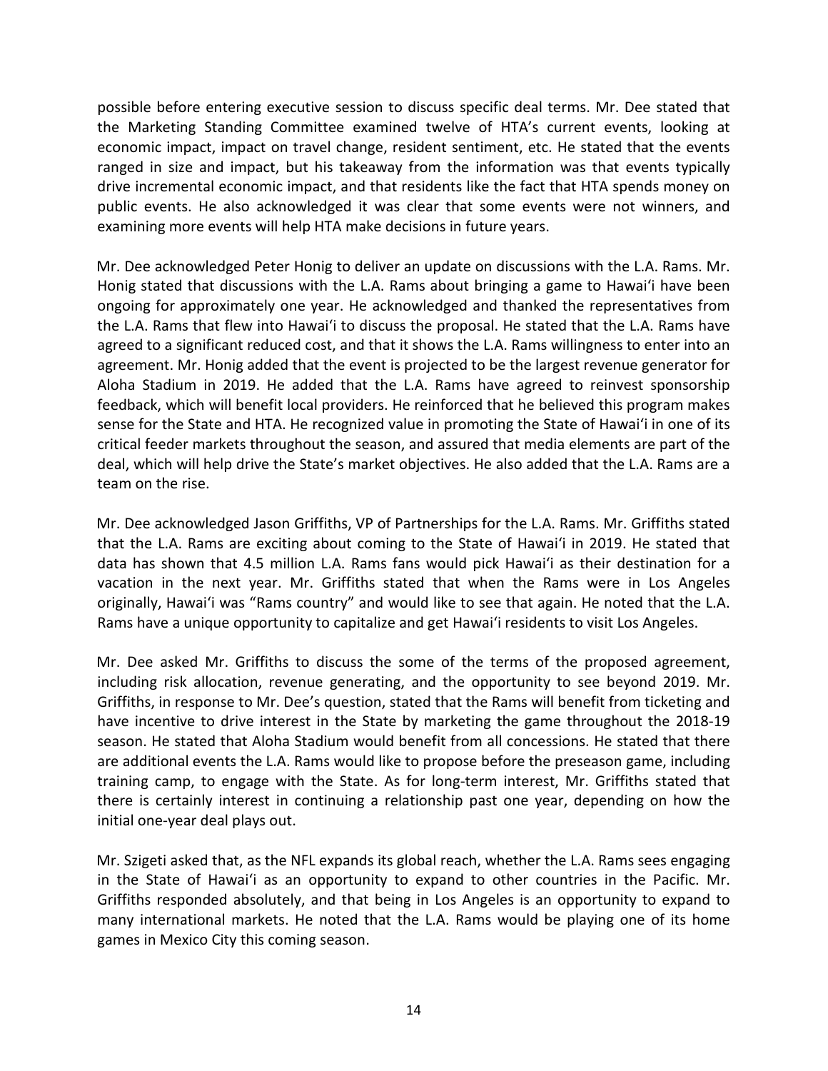possible before entering executive session to discuss specific deal terms. Mr. Dee stated that the Marketing Standing Committee examined twelve of HTA's current events, looking at economic impact, impact on travel change, resident sentiment, etc. He stated that the events ranged in size and impact, but his takeaway from the information was that events typically drive incremental economic impact, and that residents like the fact that HTA spends money on public events. He also acknowledged it was clear that some events were not winners, and examining more events will help HTA make decisions in future years.

Mr. Dee acknowledged Peter Honig to deliver an update on discussions with the L.A. Rams. Mr. Honig stated that discussions with the L.A. Rams about bringing a game to Hawai'i have been ongoing for approximately one year. He acknowledged and thanked the representatives from the L.A. Rams that flew into Hawai'i to discuss the proposal. He stated that the L.A. Rams have agreed to a significant reduced cost, and that it shows the L.A. Rams willingness to enter into an agreement. Mr. Honig added that the event is projected to be the largest revenue generator for Aloha Stadium in 2019. He added that the L.A. Rams have agreed to reinvest sponsorship feedback, which will benefit local providers. He reinforced that he believed this program makes sense for the State and HTA. He recognized value in promoting the State of Hawai'i in one of its critical feeder markets throughout the season, and assured that media elements are part of the deal, which will help drive the State's market objectives. He also added that the L.A. Rams are a team on the rise.

Mr. Dee acknowledged Jason Griffiths, VP of Partnerships for the L.A. Rams. Mr. Griffiths stated that the L.A. Rams are exciting about coming to the State of Hawai'i in 2019. He stated that data has shown that 4.5 million L.A. Rams fans would pick Hawai'i as their destination for a vacation in the next year. Mr. Griffiths stated that when the Rams were in Los Angeles originally, Hawai'i was "Rams country" and would like to see that again. He noted that the L.A. Rams have a unique opportunity to capitalize and get Hawai'i residents to visit Los Angeles.

Mr. Dee asked Mr. Griffiths to discuss the some of the terms of the proposed agreement, including risk allocation, revenue generating, and the opportunity to see beyond 2019. Mr. Griffiths, in response to Mr. Dee's question, stated that the Rams will benefit from ticketing and have incentive to drive interest in the State by marketing the game throughout the 2018-19 season. He stated that Aloha Stadium would benefit from all concessions. He stated that there are additional events the L.A. Rams would like to propose before the preseason game, including training camp, to engage with the State. As for long-term interest, Mr. Griffiths stated that there is certainly interest in continuing a relationship past one year, depending on how the initial one-year deal plays out.

Mr. Szigeti asked that, as the NFL expands its global reach, whether the L.A. Rams sees engaging in the State of Hawai'i as an opportunity to expand to other countries in the Pacific. Mr. Griffiths responded absolutely, and that being in Los Angeles is an opportunity to expand to many international markets. He noted that the L.A. Rams would be playing one of its home games in Mexico City this coming season.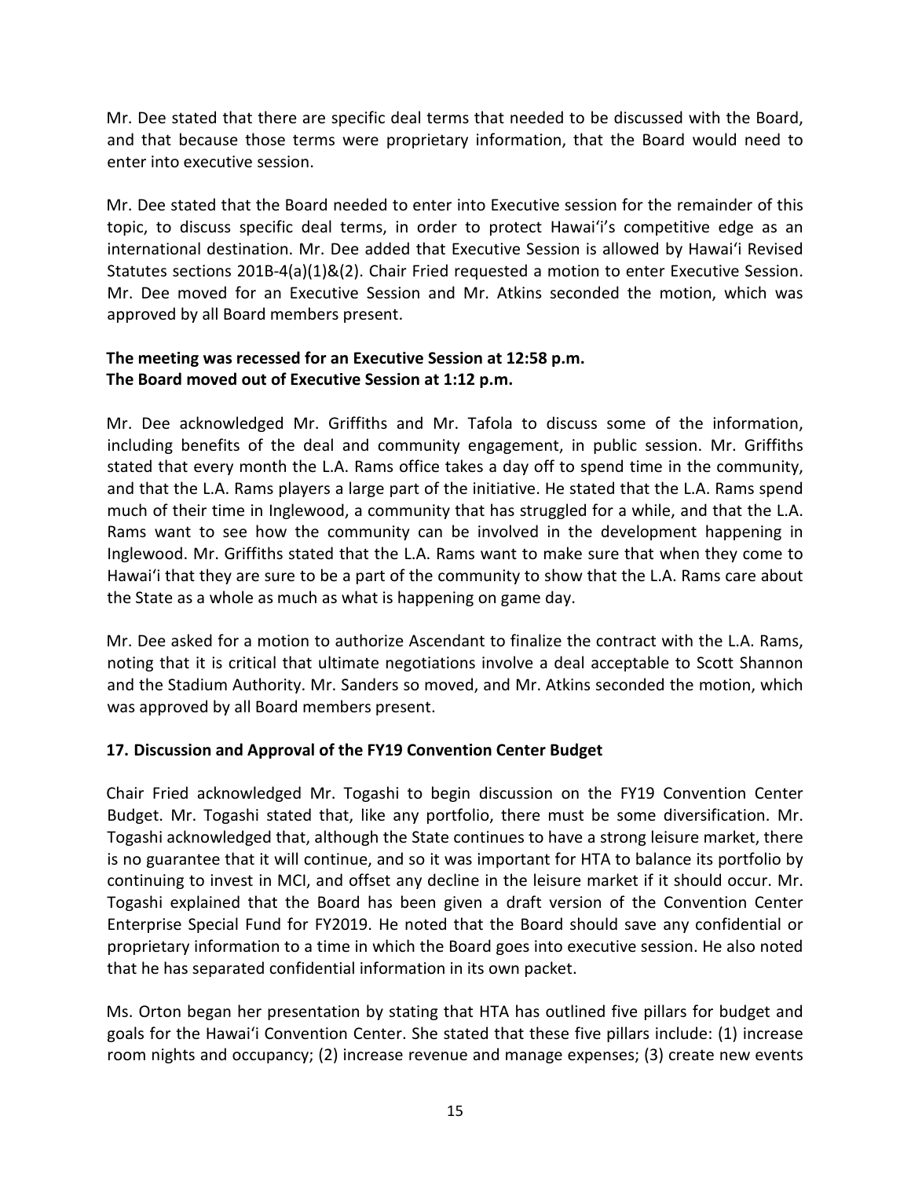Mr. Dee stated that there are specific deal terms that needed to be discussed with the Board, and that because those terms were proprietary information, that the Board would need to enter into executive session.

Mr. Dee stated that the Board needed to enter into Executive session for the remainder of this topic, to discuss specific deal terms, in order to protect Hawai'i's competitive edge as an international destination. Mr. Dee added that Executive Session is allowed by Hawai'i Revised Statutes sections 201B-4(a)(1)&(2). Chair Fried requested a motion to enter Executive Session. Mr. Dee moved for an Executive Session and Mr. Atkins seconded the motion, which was approved by all Board members present.

**The meeting was recessed for an Executive Session at 12:58 p.m.**
**The Board moved out of Executive Session at 1:12 p.m.**

Mr. Dee acknowledged Mr. Griffiths and Mr. Tafola to discuss some of the information, including benefits of the deal and community engagement, in public session. Mr. Griffiths stated that every month the L.A. Rams office takes a day off to spend time in the community, and that the L.A. Rams players a large part of the initiative. He stated that the L.A. Rams spend much of their time in Inglewood, a community that has struggled for a while, and that the L.A. Rams want to see how the community can be involved in the development happening in Inglewood. Mr. Griffiths stated that the L.A. Rams want to make sure that when they come to Hawai'i that they are sure to be a part of the community to show that the L.A. Rams care about the State as a whole as much as what is happening on game day.

Mr. Dee asked for a motion to authorize Ascendant to finalize the contract with the L.A. Rams, noting that it is critical that ultimate negotiations involve a deal acceptable to Scott Shannon and the Stadium Authority. Mr. Sanders so moved, and Mr. Atkins seconded the motion, which was approved by all Board members present.

**17. Discussion and Approval of the FY19 Convention Center Budget**

Chair Fried acknowledged Mr. Togashi to begin discussion on the FY19 Convention Center Budget. Mr. Togashi stated that, like any portfolio, there must be some diversification. Mr. Togashi acknowledged that, although the State continues to have a strong leisure market, there is no guarantee that it will continue, and so it was important for HTA to balance its portfolio by continuing to invest in MCI, and offset any decline in the leisure market if it should occur. Mr. Togashi explained that the Board has been given a draft version of the Convention Center Enterprise Special Fund for FY2019. He noted that the Board should save any confidential or proprietary information to a time in which the Board goes into executive session. He also noted that he has separated confidential information in its own packet.

Ms. Orton began her presentation by stating that HTA has outlined five pillars for budget and goals for the Hawai'i Convention Center. She stated that these five pillars include: (1) increase room nights and occupancy; (2) increase revenue and manage expenses; (3) create new events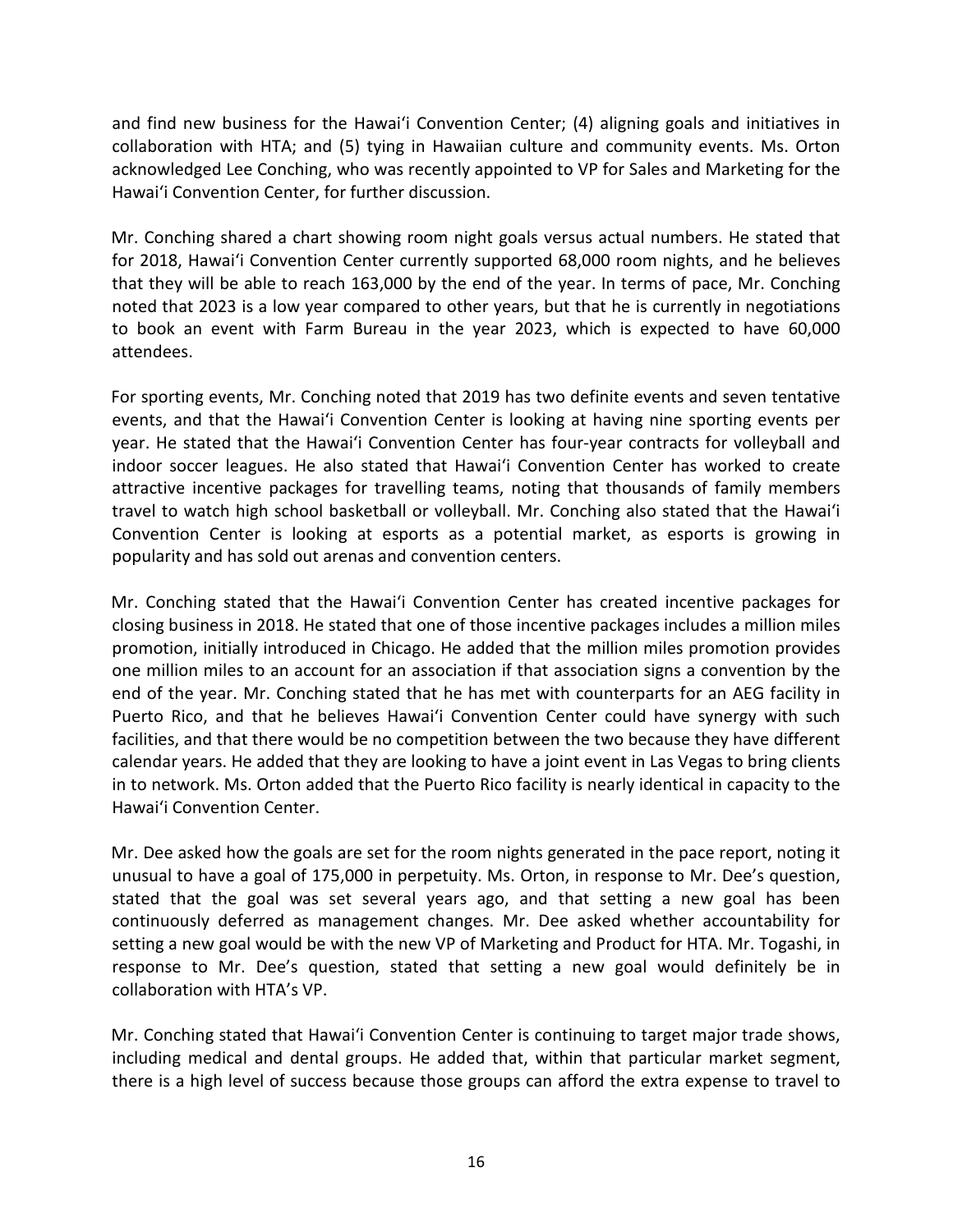and find new business for the Hawai'i Convention Center; (4) aligning goals and initiatives in collaboration with HTA; and (5) tying in Hawaiian culture and community events. Ms. Orton acknowledged Lee Conching, who was recently appointed to VP for Sales and Marketing for the Hawai'i Convention Center, for further discussion.

Mr. Conching shared a chart showing room night goals versus actual numbers. He stated that for 2018, Hawai'i Convention Center currently supported 68,000 room nights, and he believes that they will be able to reach 163,000 by the end of the year. In terms of pace, Mr. Conching noted that 2023 is a low year compared to other years, but that he is currently in negotiations to book an event with Farm Bureau in the year 2023, which is expected to have 60,000 attendees.

For sporting events, Mr. Conching noted that 2019 has two definite events and seven tentative events, and that the Hawai'i Convention Center is looking at having nine sporting events per year. He stated that the Hawai'i Convention Center has four-year contracts for volleyball and indoor soccer leagues. He also stated that Hawai'i Convention Center has worked to create attractive incentive packages for travelling teams, noting that thousands of family members travel to watch high school basketball or volleyball. Mr. Conching also stated that the Hawai'i Convention Center is looking at esports as a potential market, as esports is growing in popularity and has sold out arenas and convention centers.

Mr. Conching stated that the Hawai'i Convention Center has created incentive packages for closing business in 2018. He stated that one of those incentive packages includes a million miles promotion, initially introduced in Chicago. He added that the million miles promotion provides one million miles to an account for an association if that association signs a convention by the end of the year. Mr. Conching stated that he has met with counterparts for an AEG facility in Puerto Rico, and that he believes Hawai'i Convention Center could have synergy with such facilities, and that there would be no competition between the two because they have different calendar years. He added that they are looking to have a joint event in Las Vegas to bring clients in to network. Ms. Orton added that the Puerto Rico facility is nearly identical in capacity to the Hawai'i Convention Center.

Mr. Dee asked how the goals are set for the room nights generated in the pace report, noting it unusual to have a goal of 175,000 in perpetuity. Ms. Orton, in response to Mr. Dee's question, stated that the goal was set several years ago, and that setting a new goal has been continuously deferred as management changes. Mr. Dee asked whether accountability for setting a new goal would be with the new VP of Marketing and Product for HTA. Mr. Togashi, in response to Mr. Dee's question, stated that setting a new goal would definitely be in collaboration with HTA's VP.

Mr. Conching stated that Hawai'i Convention Center is continuing to target major trade shows, including medical and dental groups. He added that, within that particular market segment, there is a high level of success because those groups can afford the extra expense to travel to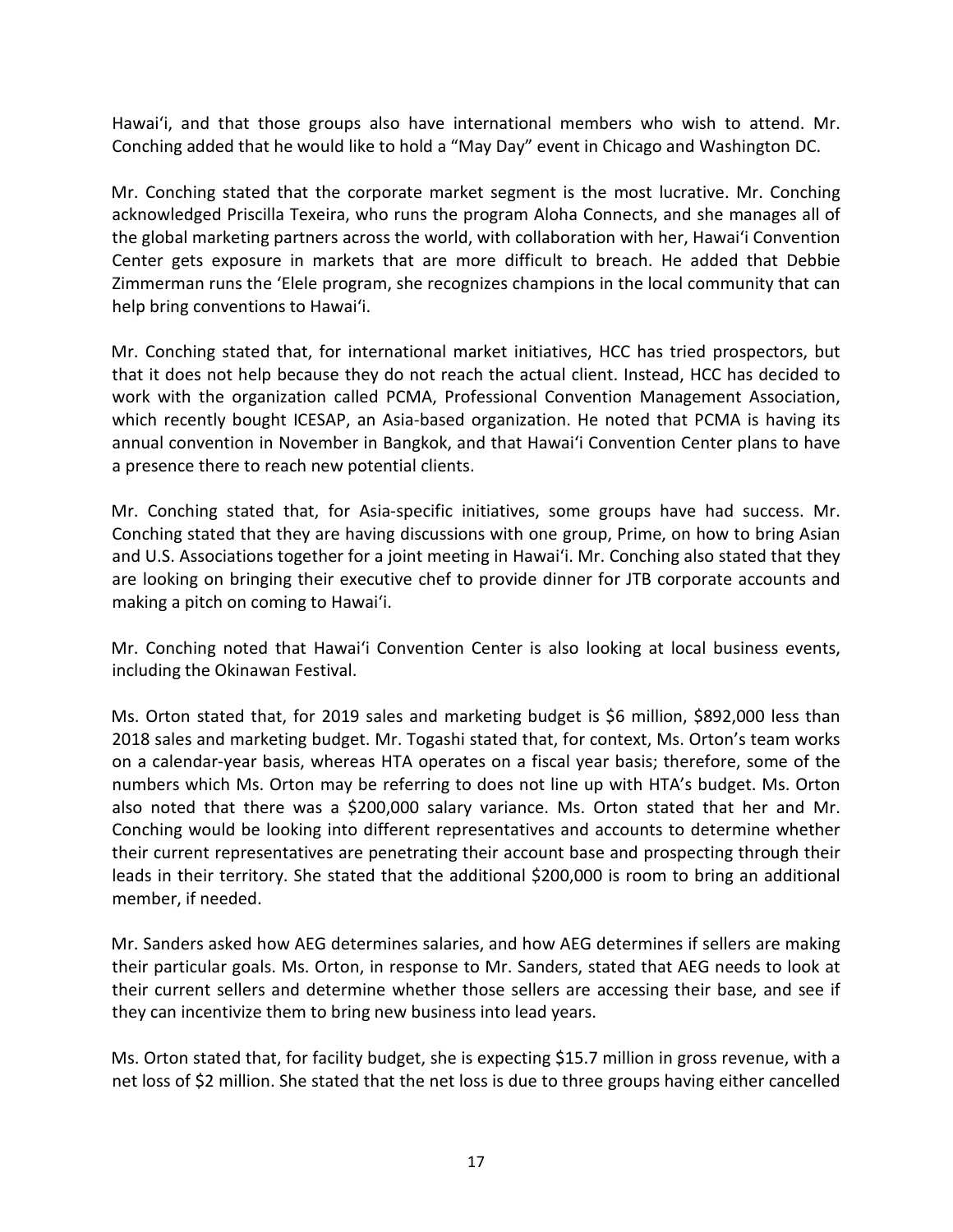Hawaiʻi, and that those groups also have international members who wish to attend. Mr. Conching added that he would like to hold a "May Day" event in Chicago and Washington DC.

Mr. Conching stated that the corporate market segment is the most lucrative. Mr. Conching acknowledged Priscilla Texeira, who runs the program Aloha Connects, and she manages all of the global marketing partners across the world, with collaboration with her, Hawaiʻi Convention Center gets exposure in markets that are more difficult to breach. He added that Debbie Zimmerman runs the ʻElele program, she recognizes champions in the local community that can help bring conventions to Hawaiʻi.

Mr. Conching stated that, for international market initiatives, HCC has tried prospectors, but that it does not help because they do not reach the actual client. Instead, HCC has decided to work with the organization called PCMA, Professional Convention Management Association, which recently bought ICESAP, an Asia-based organization. He noted that PCMA is having its annual convention in November in Bangkok, and that Hawaiʻi Convention Center plans to have a presence there to reach new potential clients.

Mr. Conching stated that, for Asia-specific initiatives, some groups have had success. Mr. Conching stated that they are having discussions with one group, Prime, on how to bring Asian and U.S. Associations together for a joint meeting in Hawaiʻi. Mr. Conching also stated that they are looking on bringing their executive chef to provide dinner for JTB corporate accounts and making a pitch on coming to Hawaiʻi.

Mr. Conching noted that Hawaiʻi Convention Center is also looking at local business events, including the Okinawan Festival.

Ms. Orton stated that, for 2019 sales and marketing budget is $6 million, $892,000 less than 2018 sales and marketing budget. Mr. Togashi stated that, for context, Ms. Orton's team works on a calendar-year basis, whereas HTA operates on a fiscal year basis; therefore, some of the numbers which Ms. Orton may be referring to does not line up with HTA's budget. Ms. Orton also noted that there was a $200,000 salary variance. Ms. Orton stated that her and Mr. Conching would be looking into different representatives and accounts to determine whether their current representatives are penetrating their account base and prospecting through their leads in their territory. She stated that the additional $200,000 is room to bring an additional member, if needed.

Mr. Sanders asked how AEG determines salaries, and how AEG determines if sellers are making their particular goals. Ms. Orton, in response to Mr. Sanders, stated that AEG needs to look at their current sellers and determine whether those sellers are accessing their base, and see if they can incentivize them to bring new business into lead years.

Ms. Orton stated that, for facility budget, she is expecting $15.7 million in gross revenue, with a net loss of $2 million. She stated that the net loss is due to three groups having either cancelled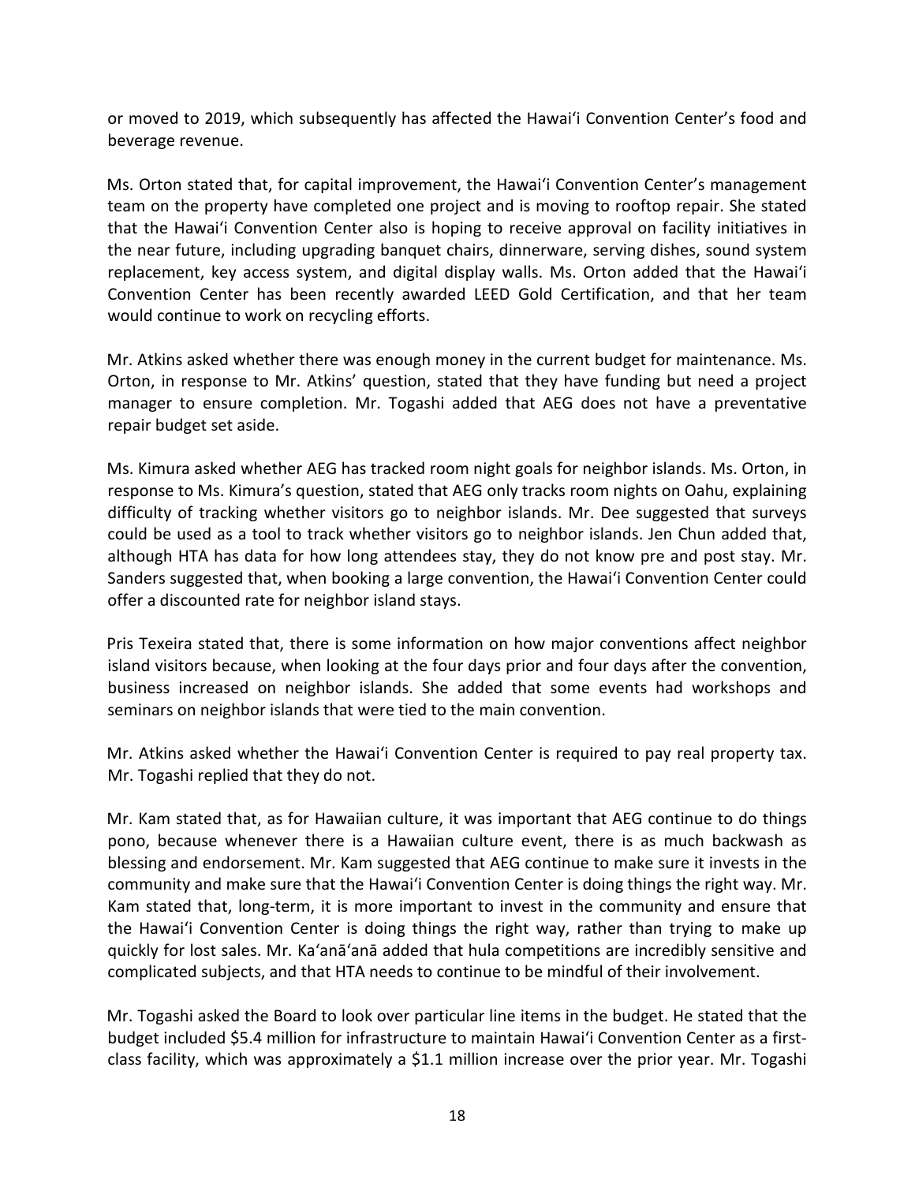or moved to 2019, which subsequently has affected the Hawai'i Convention Center's food and beverage revenue.

Ms. Orton stated that, for capital improvement, the Hawai'i Convention Center's management team on the property have completed one project and is moving to rooftop repair. She stated that the Hawai'i Convention Center also is hoping to receive approval on facility initiatives in the near future, including upgrading banquet chairs, dinnerware, serving dishes, sound system replacement, key access system, and digital display walls. Ms. Orton added that the Hawai'i Convention Center has been recently awarded LEED Gold Certification, and that her team would continue to work on recycling efforts.

Mr. Atkins asked whether there was enough money in the current budget for maintenance. Ms. Orton, in response to Mr. Atkins' question, stated that they have funding but need a project manager to ensure completion. Mr. Togashi added that AEG does not have a preventative repair budget set aside.

Ms. Kimura asked whether AEG has tracked room night goals for neighbor islands. Ms. Orton, in response to Ms. Kimura's question, stated that AEG only tracks room nights on Oahu, explaining difficulty of tracking whether visitors go to neighbor islands. Mr. Dee suggested that surveys could be used as a tool to track whether visitors go to neighbor islands. Jen Chun added that, although HTA has data for how long attendees stay, they do not know pre and post stay. Mr. Sanders suggested that, when booking a large convention, the Hawai'i Convention Center could offer a discounted rate for neighbor island stays.

Pris Texeira stated that, there is some information on how major conventions affect neighbor island visitors because, when looking at the four days prior and four days after the convention, business increased on neighbor islands. She added that some events had workshops and seminars on neighbor islands that were tied to the main convention.

Mr. Atkins asked whether the Hawai'i Convention Center is required to pay real property tax. Mr. Togashi replied that they do not.

Mr. Kam stated that, as for Hawaiian culture, it was important that AEG continue to do things pono, because whenever there is a Hawaiian culture event, there is as much backwash as blessing and endorsement. Mr. Kam suggested that AEG continue to make sure it invests in the community and make sure that the Hawai'i Convention Center is doing things the right way. Mr. Kam stated that, long-term, it is more important to invest in the community and ensure that the Hawai'i Convention Center is doing things the right way, rather than trying to make up quickly for lost sales. Mr. Ka'anā'anā added that hula competitions are incredibly sensitive and complicated subjects, and that HTA needs to continue to be mindful of their involvement.

Mr. Togashi asked the Board to look over particular line items in the budget. He stated that the budget included $5.4 million for infrastructure to maintain Hawai'i Convention Center as a first-class facility, which was approximately a $1.1 million increase over the prior year. Mr. Togashi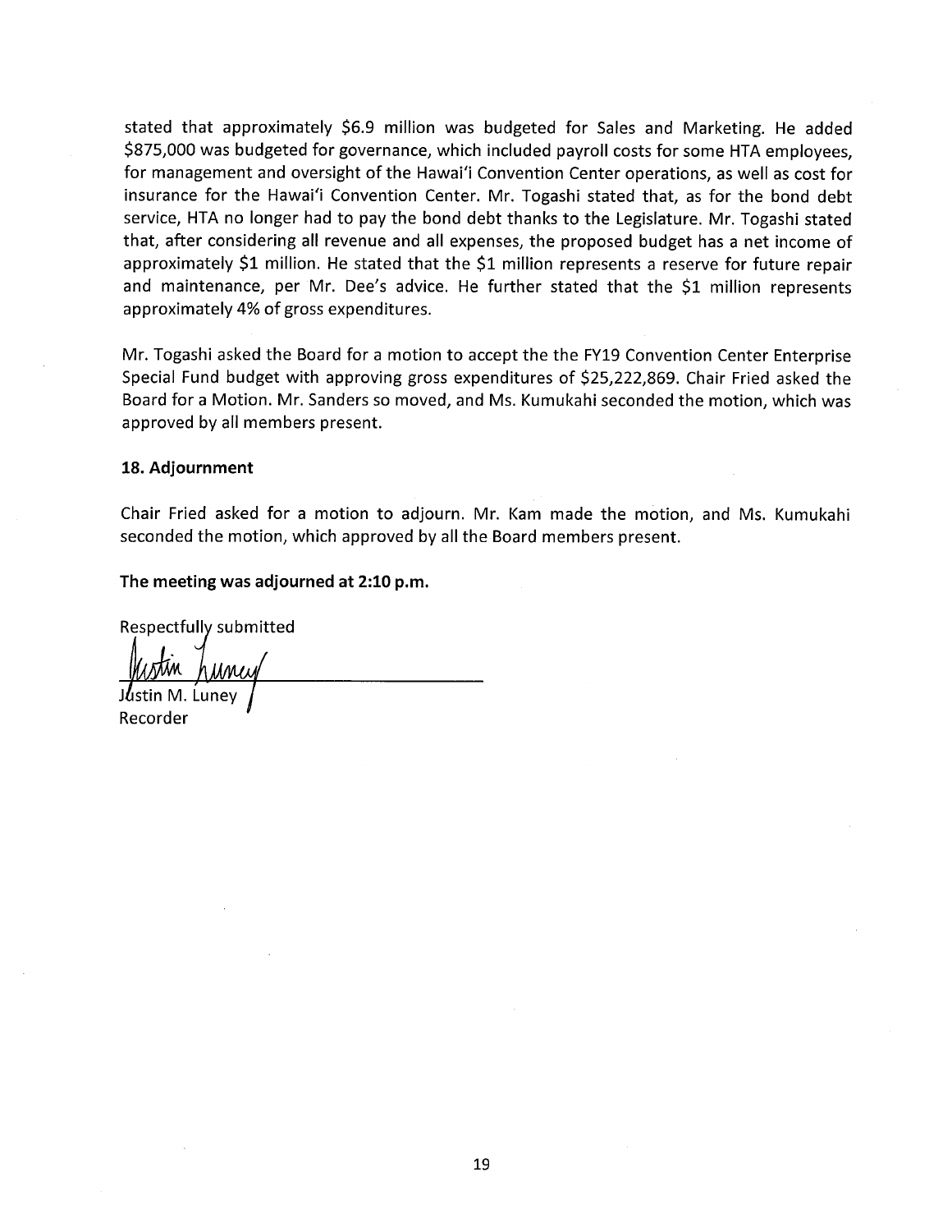stated that approximately $6.9 million was budgeted for Sales and Marketing. He added $875,000 was budgeted for governance, which included payroll costs for some HTA employees, for management and oversight of the Hawai'i Convention Center operations, as well as cost for insurance for the Hawai'i Convention Center. Mr. Togashi stated that, as for the bond debt service, HTA no longer had to pay the bond debt thanks to the Legislature. Mr. Togashi stated that, after considering all revenue and all expenses, the proposed budget has a net income of approximately $1 million. He stated that the $1 million represents a reserve for future repair and maintenance, per Mr. Dee's advice. He further stated that the $1 million represents approximately 4% of gross expenditures.

Mr. Togashi asked the Board for a motion to accept the the FY19 Convention Center Enterprise Special Fund budget with approving gross expenditures of $25,222,869. Chair Fried asked the Board for a Motion. Mr. Sanders so moved, and Ms. Kumukahi seconded the motion, which was approved by all members present.

**18. Adjournment**

Chair Fried asked for a motion to adjourn. Mr. Kam made the motion, and Ms. Kumukahi seconded the motion, which approved by all the Board members present.

**The meeting was adjourned at 2:10 p.m.**

Respectfully submitted

Justin M. Luney
Recorder